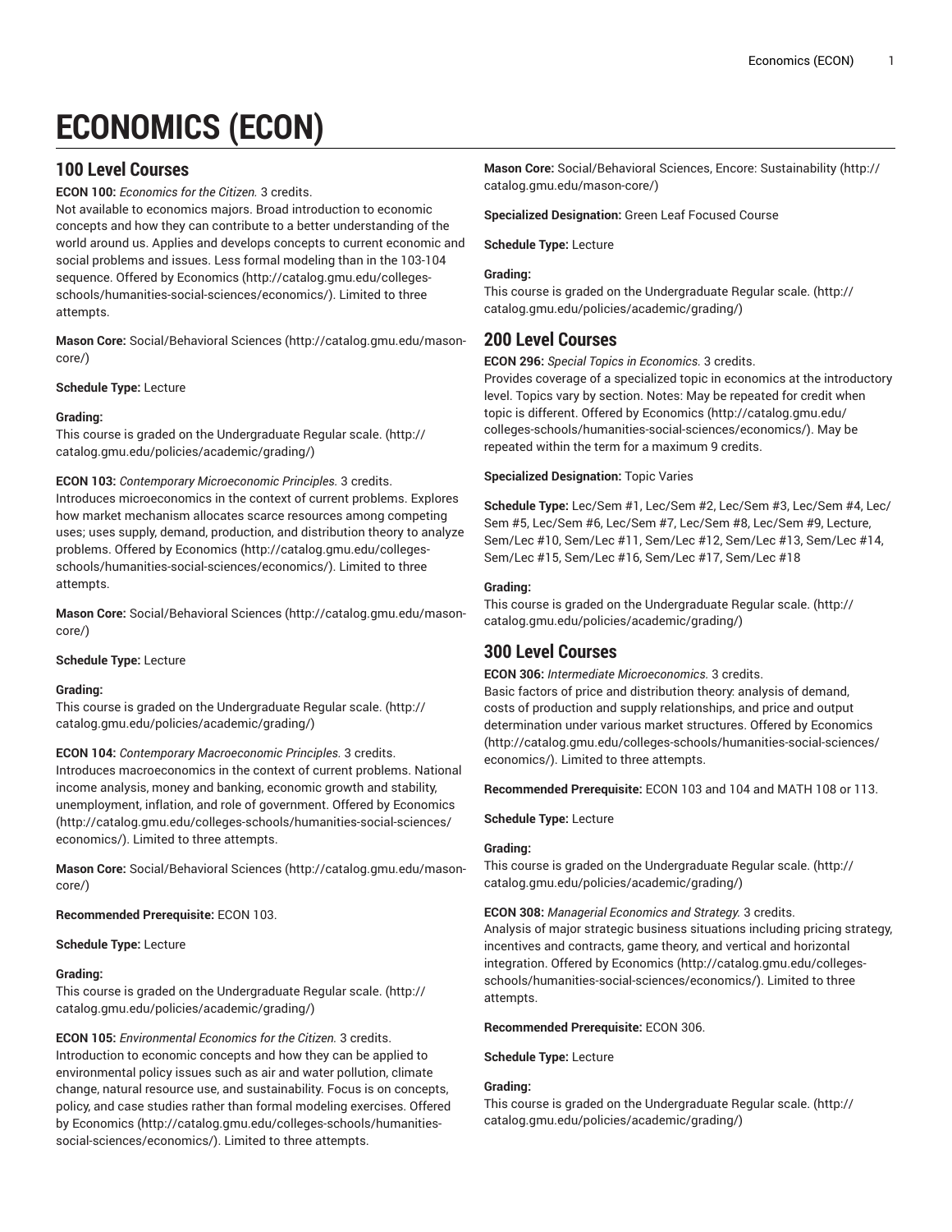# ECONOMICS (ECON)

## 100 Level Courses

**ECON 100:** *Economics for the Citizen.* 3 credits.
Not available to economics majors. Broad introduction to economic concepts and how they can contribute to a better understanding of the world around us. Applies and develops concepts to current economic and social problems and issues. Less formal modeling than in the 103-104 sequence. Offered by Economics (http://catalog.gmu.edu/colleges-schools/humanities-social-sciences/economics/). Limited to three attempts.

**Mason Core:** Social/Behavioral Sciences (http://catalog.gmu.edu/mason-core/)

**Schedule Type:** Lecture

**Grading:**
This course is graded on the Undergraduate Regular scale. (http://catalog.gmu.edu/policies/academic/grading/)

**ECON 103:** *Contemporary Microeconomic Principles.* 3 credits.
Introduces microeconomics in the context of current problems. Explores how market mechanism allocates scarce resources among competing uses; uses supply, demand, production, and distribution theory to analyze problems. Offered by Economics (http://catalog.gmu.edu/colleges-schools/humanities-social-sciences/economics/). Limited to three attempts.

**Mason Core:** Social/Behavioral Sciences (http://catalog.gmu.edu/mason-core/)

**Schedule Type:** Lecture

**Grading:**
This course is graded on the Undergraduate Regular scale. (http://catalog.gmu.edu/policies/academic/grading/)

**ECON 104:** *Contemporary Macroeconomic Principles.* 3 credits.
Introduces macroeconomics in the context of current problems. National income analysis, money and banking, economic growth and stability, unemployment, inflation, and role of government. Offered by Economics (http://catalog.gmu.edu/colleges-schools/humanities-social-sciences/economics/). Limited to three attempts.

**Mason Core:** Social/Behavioral Sciences (http://catalog.gmu.edu/mason-core/)

**Recommended Prerequisite:** ECON 103.

**Schedule Type:** Lecture

**Grading:**
This course is graded on the Undergraduate Regular scale. (http://catalog.gmu.edu/policies/academic/grading/)

**ECON 105:** *Environmental Economics for the Citizen.* 3 credits.
Introduction to economic concepts and how they can be applied to environmental policy issues such as air and water pollution, climate change, natural resource use, and sustainability. Focus is on concepts, policy, and case studies rather than formal modeling exercises. Offered by Economics (http://catalog.gmu.edu/colleges-schools/humanities-social-sciences/economics/). Limited to three attempts.

**Mason Core:** Social/Behavioral Sciences, Encore: Sustainability (http://catalog.gmu.edu/mason-core/)

**Specialized Designation:** Green Leaf Focused Course

**Schedule Type:** Lecture

**Grading:**
This course is graded on the Undergraduate Regular scale. (http://catalog.gmu.edu/policies/academic/grading/)

## 200 Level Courses

**ECON 296:** *Special Topics in Economics.* 3 credits.
Provides coverage of a specialized topic in economics at the introductory level. Topics vary by section. Notes: May be repeated for credit when topic is different. Offered by Economics (http://catalog.gmu.edu/colleges-schools/humanities-social-sciences/economics/). May be repeated within the term for a maximum 9 credits.

**Specialized Designation:** Topic Varies

**Schedule Type:** Lec/Sem #1, Lec/Sem #2, Lec/Sem #3, Lec/Sem #4, Lec/Sem #5, Lec/Sem #6, Lec/Sem #7, Lec/Sem #8, Lec/Sem #9, Lecture, Sem/Lec #10, Sem/Lec #11, Sem/Lec #12, Sem/Lec #13, Sem/Lec #14, Sem/Lec #15, Sem/Lec #16, Sem/Lec #17, Sem/Lec #18

**Grading:**
This course is graded on the Undergraduate Regular scale. (http://catalog.gmu.edu/policies/academic/grading/)

## 300 Level Courses

**ECON 306:** *Intermediate Microeconomics.* 3 credits.
Basic factors of price and distribution theory: analysis of demand, costs of production and supply relationships, and price and output determination under various market structures. Offered by Economics (http://catalog.gmu.edu/colleges-schools/humanities-social-sciences/economics/). Limited to three attempts.

**Recommended Prerequisite:** ECON 103 and 104 and MATH 108 or 113.

**Schedule Type:** Lecture

**Grading:**
This course is graded on the Undergraduate Regular scale. (http://catalog.gmu.edu/policies/academic/grading/)

**ECON 308:** *Managerial Economics and Strategy.* 3 credits.
Analysis of major strategic business situations including pricing strategy, incentives and contracts, game theory, and vertical and horizontal integration. Offered by Economics (http://catalog.gmu.edu/colleges-schools/humanities-social-sciences/economics/). Limited to three attempts.

**Recommended Prerequisite:** ECON 306.

**Schedule Type:** Lecture

**Grading:**
This course is graded on the Undergraduate Regular scale. (http://catalog.gmu.edu/policies/academic/grading/)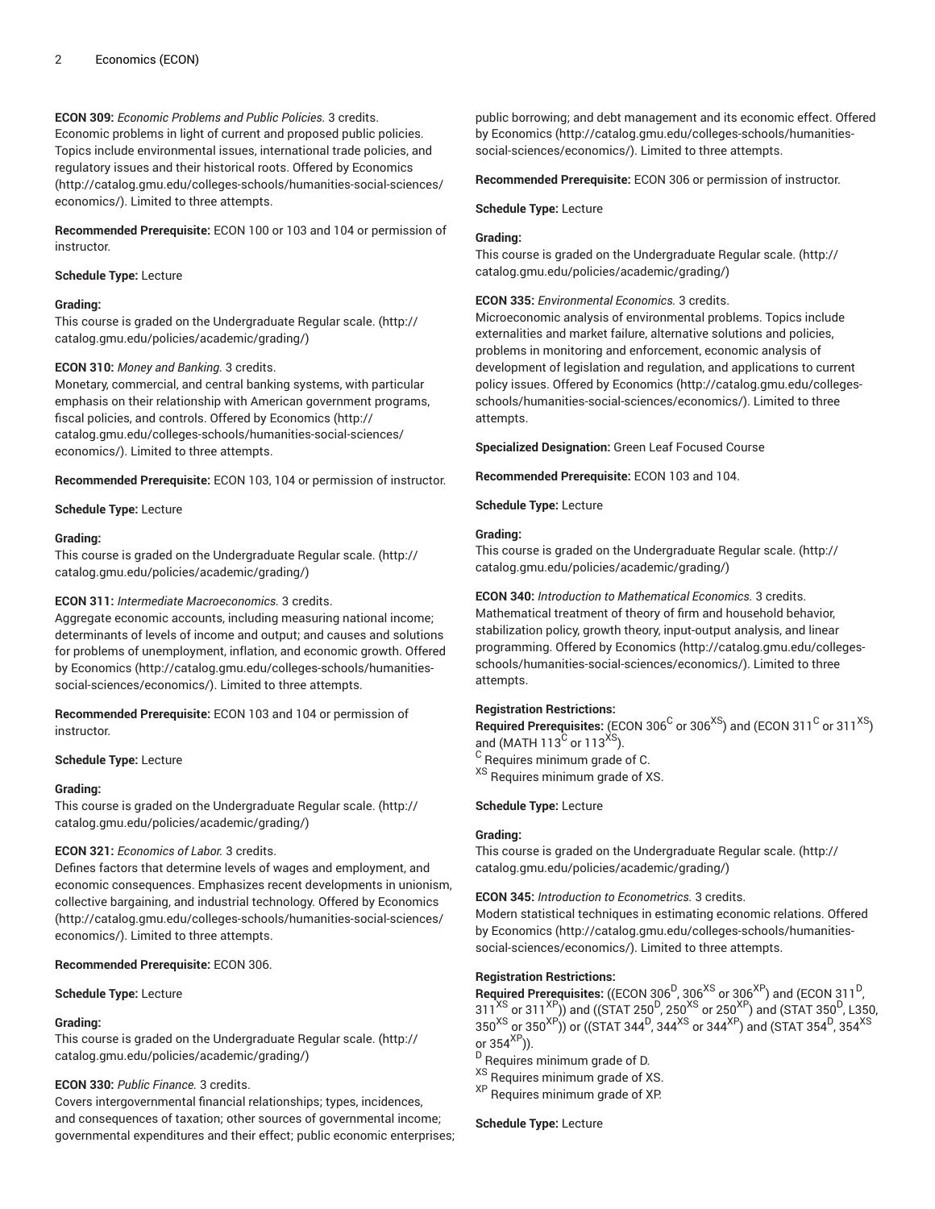**ECON 309:** *Economic Problems and Public Policies.* 3 credits.
Economic problems in light of current and proposed public policies. Topics include environmental issues, international trade policies, and regulatory issues and their historical roots. Offered by Economics (http://catalog.gmu.edu/colleges-schools/humanities-social-sciences/economics/). Limited to three attempts.

**Recommended Prerequisite:** ECON 100 or 103 and 104 or permission of instructor.

**Schedule Type:** Lecture

**Grading:**
This course is graded on the Undergraduate Regular scale. (http://catalog.gmu.edu/policies/academic/grading/)

**ECON 310:** *Money and Banking.* 3 credits.
Monetary, commercial, and central banking systems, with particular emphasis on their relationship with American government programs, fiscal policies, and controls. Offered by Economics (http://catalog.gmu.edu/colleges-schools/humanities-social-sciences/economics/). Limited to three attempts.

**Recommended Prerequisite:** ECON 103, 104 or permission of instructor.

**Schedule Type:** Lecture

**Grading:**
This course is graded on the Undergraduate Regular scale. (http://catalog.gmu.edu/policies/academic/grading/)

**ECON 311:** *Intermediate Macroeconomics.* 3 credits.
Aggregate economic accounts, including measuring national income; determinants of levels of income and output; and causes and solutions for problems of unemployment, inflation, and economic growth. Offered by Economics (http://catalog.gmu.edu/colleges-schools/humanities-social-sciences/economics/). Limited to three attempts.

**Recommended Prerequisite:** ECON 103 and 104 or permission of instructor.

**Schedule Type:** Lecture

**Grading:**
This course is graded on the Undergraduate Regular scale. (http://catalog.gmu.edu/policies/academic/grading/)

**ECON 321:** *Economics of Labor.* 3 credits.
Defines factors that determine levels of wages and employment, and economic consequences. Emphasizes recent developments in unionism, collective bargaining, and industrial technology. Offered by Economics (http://catalog.gmu.edu/colleges-schools/humanities-social-sciences/economics/). Limited to three attempts.

**Recommended Prerequisite:** ECON 306.

**Schedule Type:** Lecture

**Grading:**
This course is graded on the Undergraduate Regular scale. (http://catalog.gmu.edu/policies/academic/grading/)

**ECON 330:** *Public Finance.* 3 credits.
Covers intergovernmental financial relationships; types, incidences, and consequences of taxation; other sources of governmental income; governmental expenditures and their effect; public economic enterprises; public borrowing; and debt management and its economic effect. Offered by Economics (http://catalog.gmu.edu/colleges-schools/humanities-social-sciences/economics/). Limited to three attempts.

**Recommended Prerequisite:** ECON 306 or permission of instructor.

**Schedule Type:** Lecture

**Grading:**
This course is graded on the Undergraduate Regular scale. (http://catalog.gmu.edu/policies/academic/grading/)

**ECON 335:** *Environmental Economics.* 3 credits.
Microeconomic analysis of environmental problems. Topics include externalities and market failure, alternative solutions and policies, problems in monitoring and enforcement, economic analysis of development of legislation and regulation, and applications to current policy issues. Offered by Economics (http://catalog.gmu.edu/colleges-schools/humanities-social-sciences/economics/). Limited to three attempts.

**Specialized Designation:** Green Leaf Focused Course

**Recommended Prerequisite:** ECON 103 and 104.

**Schedule Type:** Lecture

**Grading:**
This course is graded on the Undergraduate Regular scale. (http://catalog.gmu.edu/policies/academic/grading/)

**ECON 340:** *Introduction to Mathematical Economics.* 3 credits.
Mathematical treatment of theory of firm and household behavior, stabilization policy, growth theory, input-output analysis, and linear programming. Offered by Economics (http://catalog.gmu.edu/colleges-schools/humanities-social-sciences/economics/). Limited to three attempts.

**Registration Restrictions:**
**Required Prerequisites:** (ECON 306[C] or 306[XS]) and (ECON 311[C] or 311[XS]) and (MATH 113[C] or 113[XS]).
[C] Requires minimum grade of C.
[XS] Requires minimum grade of XS.

**Schedule Type:** Lecture

**Grading:**
This course is graded on the Undergraduate Regular scale. (http://catalog.gmu.edu/policies/academic/grading/)

**ECON 345:** *Introduction to Econometrics.* 3 credits.
Modern statistical techniques in estimating economic relations. Offered by Economics (http://catalog.gmu.edu/colleges-schools/humanities-social-sciences/economics/). Limited to three attempts.

**Registration Restrictions:**
**Required Prerequisites:** ((ECON 306[D], 306[XS] or 306[XP]) and (ECON 311[D], 311[XS] or 311[XP])) and ((STAT 250[D], 250[XS] or 250[XP]) and (STAT 350[D], L350, 350[XS] or 350[XP])) or ((STAT 344[D], 344[XS] or 344[XP]) and (STAT 354[D], 354[XS] or 354[XP])).
[D] Requires minimum grade of D.
[XS] Requires minimum grade of XS.
[XP] Requires minimum grade of XP.

**Schedule Type:** Lecture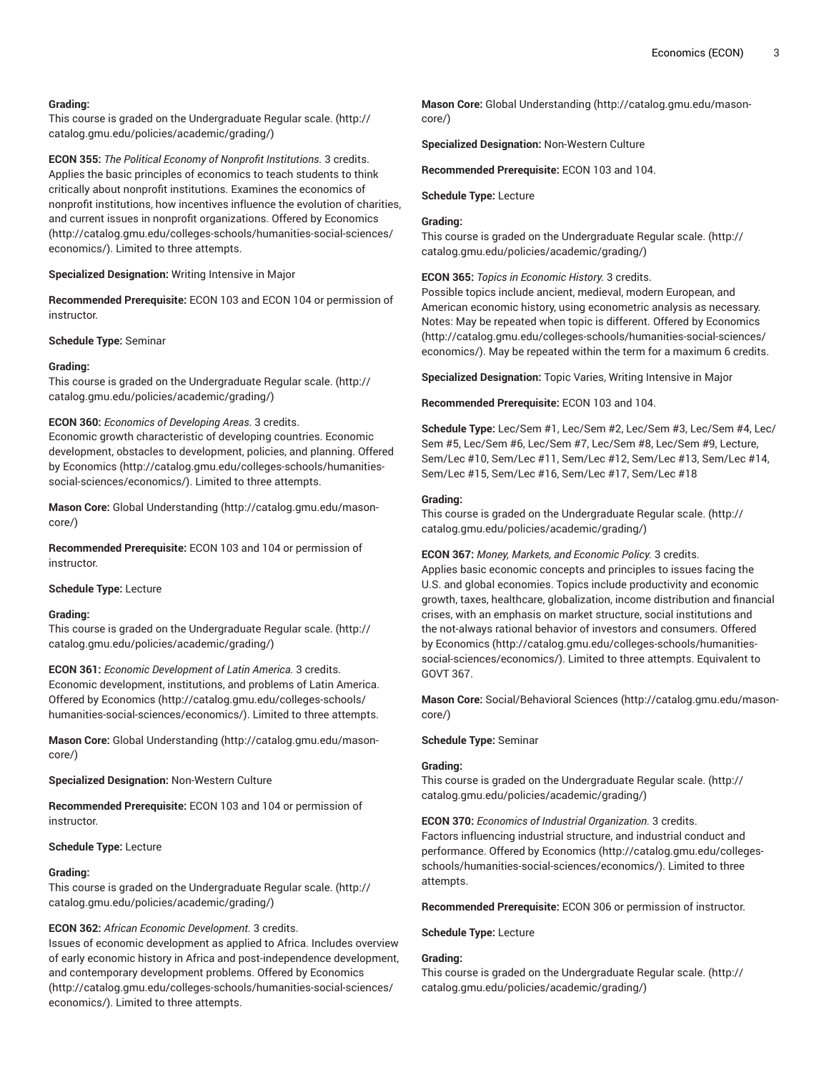**Grading:**
This course is graded on the Undergraduate Regular scale. (http://catalog.gmu.edu/policies/academic/grading/)

**ECON 355:** *The Political Economy of Nonprofit Institutions.* 3 credits.
Applies the basic principles of economics to teach students to think critically about nonprofit institutions. Examines the economics of nonprofit institutions, how incentives influence the evolution of charities, and current issues in nonprofit organizations. Offered by Economics (http://catalog.gmu.edu/colleges-schools/humanities-social-sciences/economics/). Limited to three attempts.

**Specialized Designation:** Writing Intensive in Major

**Recommended Prerequisite:** ECON 103 and ECON 104 or permission of instructor.

**Schedule Type:** Seminar

**Grading:**
This course is graded on the Undergraduate Regular scale. (http://catalog.gmu.edu/policies/academic/grading/)

**ECON 360:** *Economics of Developing Areas.* 3 credits.
Economic growth characteristic of developing countries. Economic development, obstacles to development, policies, and planning. Offered by Economics (http://catalog.gmu.edu/colleges-schools/humanities-social-sciences/economics/). Limited to three attempts.

**Mason Core:** Global Understanding (http://catalog.gmu.edu/mason-core/)

**Recommended Prerequisite:** ECON 103 and 104 or permission of instructor.

**Schedule Type:** Lecture

**Grading:**
This course is graded on the Undergraduate Regular scale. (http://catalog.gmu.edu/policies/academic/grading/)

**ECON 361:** *Economic Development of Latin America.* 3 credits.
Economic development, institutions, and problems of Latin America. Offered by Economics (http://catalog.gmu.edu/colleges-schools/humanities-social-sciences/economics/). Limited to three attempts.

**Mason Core:** Global Understanding (http://catalog.gmu.edu/mason-core/)

**Specialized Designation:** Non-Western Culture

**Recommended Prerequisite:** ECON 103 and 104 or permission of instructor.

**Schedule Type:** Lecture

**Grading:**
This course is graded on the Undergraduate Regular scale. (http://catalog.gmu.edu/policies/academic/grading/)

**ECON 362:** *African Economic Development.* 3 credits.
Issues of economic development as applied to Africa. Includes overview of early economic history in Africa and post-independence development, and contemporary development problems. Offered by Economics (http://catalog.gmu.edu/colleges-schools/humanities-social-sciences/economics/). Limited to three attempts.

**Mason Core:** Global Understanding (http://catalog.gmu.edu/mason-core/)

**Specialized Designation:** Non-Western Culture

**Recommended Prerequisite:** ECON 103 and 104.

**Schedule Type:** Lecture

**Grading:**
This course is graded on the Undergraduate Regular scale. (http://catalog.gmu.edu/policies/academic/grading/)

**ECON 365:** *Topics in Economic History.* 3 credits.
Possible topics include ancient, medieval, modern European, and American economic history, using econometric analysis as necessary. Notes: May be repeated when topic is different. Offered by Economics (http://catalog.gmu.edu/colleges-schools/humanities-social-sciences/economics/). May be repeated within the term for a maximum 6 credits.

**Specialized Designation:** Topic Varies, Writing Intensive in Major

**Recommended Prerequisite:** ECON 103 and 104.

**Schedule Type:** Lec/Sem #1, Lec/Sem #2, Lec/Sem #3, Lec/Sem #4, Lec/Sem #5, Lec/Sem #6, Lec/Sem #7, Lec/Sem #8, Lec/Sem #9, Lecture, Sem/Lec #10, Sem/Lec #11, Sem/Lec #12, Sem/Lec #13, Sem/Lec #14, Sem/Lec #15, Sem/Lec #16, Sem/Lec #17, Sem/Lec #18

**Grading:**
This course is graded on the Undergraduate Regular scale. (http://catalog.gmu.edu/policies/academic/grading/)

**ECON 367:** *Money, Markets, and Economic Policy.* 3 credits.
Applies basic economic concepts and principles to issues facing the U.S. and global economies. Topics include productivity and economic growth, taxes, healthcare, globalization, income distribution and financial crises, with an emphasis on market structure, social institutions and the not-always rational behavior of investors and consumers. Offered by Economics (http://catalog.gmu.edu/colleges-schools/humanities-social-sciences/economics/). Limited to three attempts. Equivalent to GOVT 367.

**Mason Core:** Social/Behavioral Sciences (http://catalog.gmu.edu/mason-core/)

**Schedule Type:** Seminar

**Grading:**
This course is graded on the Undergraduate Regular scale. (http://catalog.gmu.edu/policies/academic/grading/)

**ECON 370:** *Economics of Industrial Organization.* 3 credits.
Factors influencing industrial structure, and industrial conduct and performance. Offered by Economics (http://catalog.gmu.edu/colleges-schools/humanities-social-sciences/economics/). Limited to three attempts.

**Recommended Prerequisite:** ECON 306 or permission of instructor.

**Schedule Type:** Lecture

**Grading:**
This course is graded on the Undergraduate Regular scale. (http://catalog.gmu.edu/policies/academic/grading/)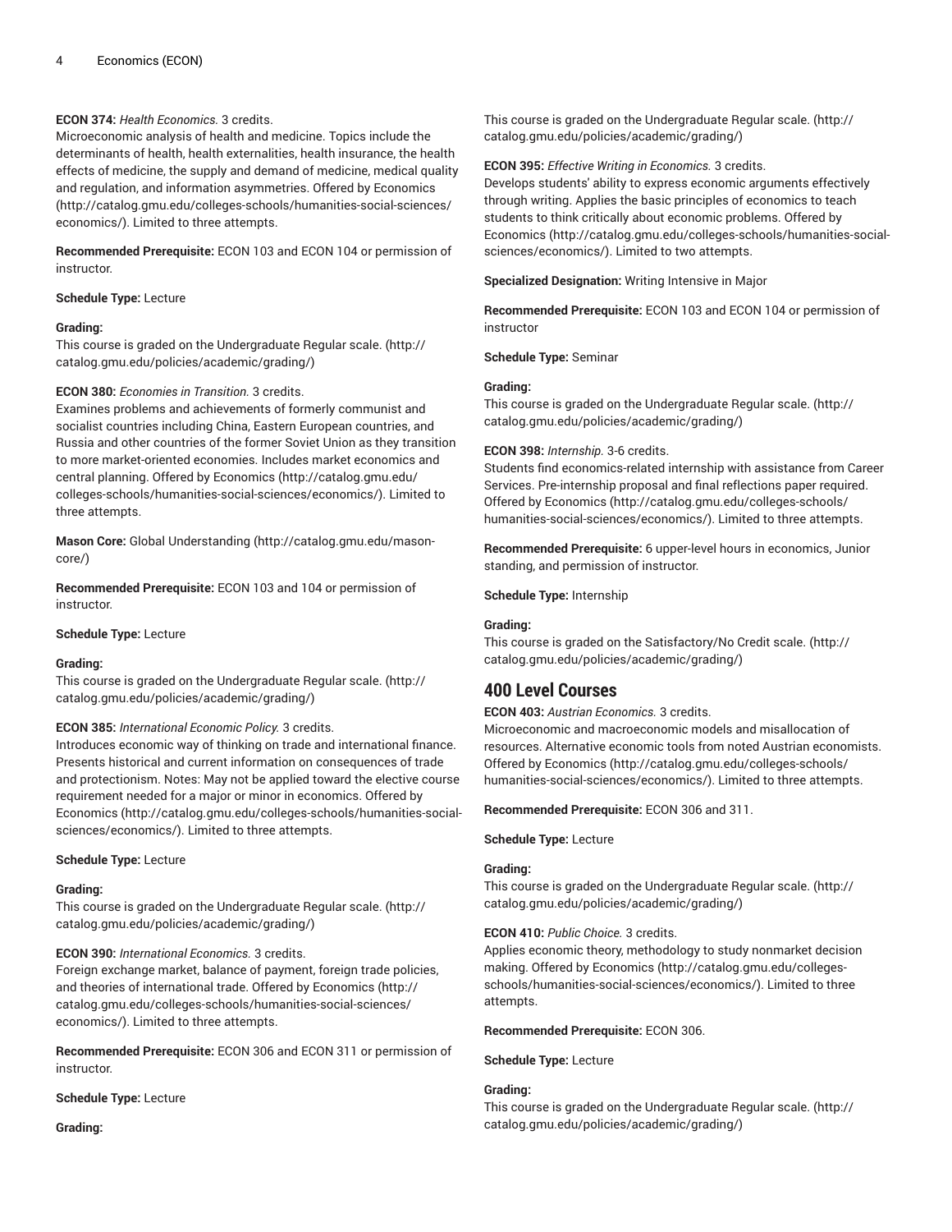**ECON 374:** *Health Economics.* 3 credits.
Microeconomic analysis of health and medicine. Topics include the determinants of health, health externalities, health insurance, the health effects of medicine, the supply and demand of medicine, medical quality and regulation, and information asymmetries. Offered by Economics (http://catalog.gmu.edu/colleges-schools/humanities-social-sciences/economics/). Limited to three attempts.

**Recommended Prerequisite:** ECON 103 and ECON 104 or permission of instructor.

**Schedule Type:** Lecture

**Grading:**
This course is graded on the Undergraduate Regular scale. (http://catalog.gmu.edu/policies/academic/grading/)

**ECON 380:** *Economies in Transition.* 3 credits.
Examines problems and achievements of formerly communist and socialist countries including China, Eastern European countries, and Russia and other countries of the former Soviet Union as they transition to more market-oriented economies. Includes market economics and central planning. Offered by Economics (http://catalog.gmu.edu/colleges-schools/humanities-social-sciences/economics/). Limited to three attempts.

**Mason Core:** Global Understanding (http://catalog.gmu.edu/mason-core/)

**Recommended Prerequisite:** ECON 103 and 104 or permission of instructor.

**Schedule Type:** Lecture

**Grading:**
This course is graded on the Undergraduate Regular scale. (http://catalog.gmu.edu/policies/academic/grading/)

**ECON 385:** *International Economic Policy.* 3 credits.
Introduces economic way of thinking on trade and international finance. Presents historical and current information on consequences of trade and protectionism. Notes: May not be applied toward the elective course requirement needed for a major or minor in economics. Offered by Economics (http://catalog.gmu.edu/colleges-schools/humanities-social-sciences/economics/). Limited to three attempts.

**Schedule Type:** Lecture

**Grading:**
This course is graded on the Undergraduate Regular scale. (http://catalog.gmu.edu/policies/academic/grading/)

**ECON 390:** *International Economics.* 3 credits.
Foreign exchange market, balance of payment, foreign trade policies, and theories of international trade. Offered by Economics (http://catalog.gmu.edu/colleges-schools/humanities-social-sciences/economics/). Limited to three attempts.

**Recommended Prerequisite:** ECON 306 and ECON 311 or permission of instructor.

**Schedule Type:** Lecture

**Grading:**
This course is graded on the Undergraduate Regular scale. (http://catalog.gmu.edu/policies/academic/grading/)

**ECON 395:** *Effective Writing in Economics.* 3 credits.
Develops students' ability to express economic arguments effectively through writing. Applies the basic principles of economics to teach students to think critically about economic problems. Offered by Economics (http://catalog.gmu.edu/colleges-schools/humanities-social-sciences/economics/). Limited to two attempts.

**Specialized Designation:** Writing Intensive in Major

**Recommended Prerequisite:** ECON 103 and ECON 104 or permission of instructor

**Schedule Type:** Seminar

**Grading:**
This course is graded on the Undergraduate Regular scale. (http://catalog.gmu.edu/policies/academic/grading/)

**ECON 398:** *Internship.* 3-6 credits.
Students find economics-related internship with assistance from Career Services. Pre-internship proposal and final reflections paper required. Offered by Economics (http://catalog.gmu.edu/colleges-schools/humanities-social-sciences/economics/). Limited to three attempts.

**Recommended Prerequisite:** 6 upper-level hours in economics, Junior standing, and permission of instructor.

**Schedule Type:** Internship

**Grading:**
This course is graded on the Satisfactory/No Credit scale. (http://catalog.gmu.edu/policies/academic/grading/)

## 400 Level Courses

**ECON 403:** *Austrian Economics.* 3 credits.
Microeconomic and macroeconomic models and misallocation of resources. Alternative economic tools from noted Austrian economists. Offered by Economics (http://catalog.gmu.edu/colleges-schools/humanities-social-sciences/economics/). Limited to three attempts.

**Recommended Prerequisite:** ECON 306 and 311.

**Schedule Type:** Lecture

**Grading:**
This course is graded on the Undergraduate Regular scale. (http://catalog.gmu.edu/policies/academic/grading/)

**ECON 410:** *Public Choice.* 3 credits.
Applies economic theory, methodology to study nonmarket decision making. Offered by Economics (http://catalog.gmu.edu/colleges-schools/humanities-social-sciences/economics/). Limited to three attempts.

**Recommended Prerequisite:** ECON 306.

**Schedule Type:** Lecture

**Grading:**
This course is graded on the Undergraduate Regular scale. (http://catalog.gmu.edu/policies/academic/grading/)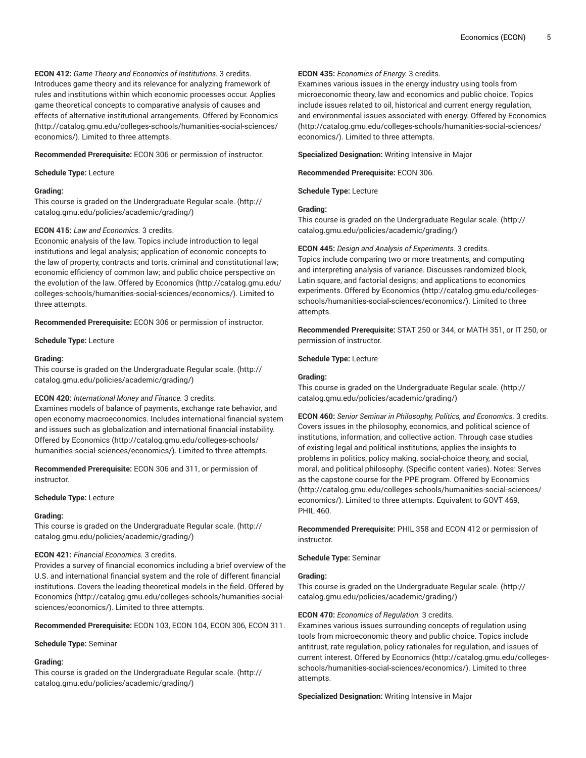**ECON 412:** *Game Theory and Economics of Institutions.* 3 credits.
Introduces game theory and its relevance for analyzing framework of rules and institutions within which economic processes occur. Applies game theoretical concepts to comparative analysis of causes and effects of alternative institutional arrangements. Offered by Economics (http://catalog.gmu.edu/colleges-schools/humanities-social-sciences/economics/). Limited to three attempts.

**Recommended Prerequisite:** ECON 306 or permission of instructor.

**Schedule Type:** Lecture

**Grading:**
This course is graded on the Undergraduate Regular scale. (http://catalog.gmu.edu/policies/academic/grading/)

**ECON 415:** *Law and Economics.* 3 credits.
Economic analysis of the law. Topics include introduction to legal institutions and legal analysis; application of economic concepts to the law of property, contracts and torts, criminal and constitutional law; economic efficiency of common law; and public choice perspective on the evolution of the law. Offered by Economics (http://catalog.gmu.edu/colleges-schools/humanities-social-sciences/economics/). Limited to three attempts.

**Recommended Prerequisite:** ECON 306 or permission of instructor.

**Schedule Type:** Lecture

**Grading:**
This course is graded on the Undergraduate Regular scale. (http://catalog.gmu.edu/policies/academic/grading/)

**ECON 420:** *International Money and Finance.* 3 credits.
Examines models of balance of payments, exchange rate behavior, and open economy macroeconomics. Includes international financial system and issues such as globalization and international financial instability. Offered by Economics (http://catalog.gmu.edu/colleges-schools/humanities-social-sciences/economics/). Limited to three attempts.

**Recommended Prerequisite:** ECON 306 and 311, or permission of instructor.

**Schedule Type:** Lecture

**Grading:**
This course is graded on the Undergraduate Regular scale. (http://catalog.gmu.edu/policies/academic/grading/)

**ECON 421:** *Financial Economics.* 3 credits.
Provides a survey of financial economics including a brief overview of the U.S. and international financial system and the role of different financial institutions. Covers the leading theoretical models in the field. Offered by Economics (http://catalog.gmu.edu/colleges-schools/humanities-social-sciences/economics/). Limited to three attempts.

**Recommended Prerequisite:** ECON 103, ECON 104, ECON 306, ECON 311.

**Schedule Type:** Seminar

**Grading:**
This course is graded on the Undergraduate Regular scale. (http://catalog.gmu.edu/policies/academic/grading/)

**ECON 435:** *Economics of Energy.* 3 credits.
Examines various issues in the energy industry using tools from microeconomic theory, law and economics and public choice. Topics include issues related to oil, historical and current energy regulation, and environmental issues associated with energy. Offered by Economics (http://catalog.gmu.edu/colleges-schools/humanities-social-sciences/economics/). Limited to three attempts.

**Specialized Designation:** Writing Intensive in Major

**Recommended Prerequisite:** ECON 306.

**Schedule Type:** Lecture

**Grading:**
This course is graded on the Undergraduate Regular scale. (http://catalog.gmu.edu/policies/academic/grading/)

**ECON 445:** *Design and Analysis of Experiments.* 3 credits.
Topics include comparing two or more treatments, and computing and interpreting analysis of variance. Discusses randomized block, Latin square, and factorial designs; and applications to economics experiments. Offered by Economics (http://catalog.gmu.edu/colleges-schools/humanities-social-sciences/economics/). Limited to three attempts.

**Recommended Prerequisite:** STAT 250 or 344, or MATH 351, or IT 250, or permission of instructor.

**Schedule Type:** Lecture

**Grading:**
This course is graded on the Undergraduate Regular scale. (http://catalog.gmu.edu/policies/academic/grading/)

**ECON 460:** *Senior Seminar in Philosophy, Politics, and Economics.* 3 credits.
Covers issues in the philosophy, economics, and political science of institutions, information, and collective action. Through case studies of existing legal and political institutions, applies the insights to problems in politics, policy making, social-choice theory, and social, moral, and political philosophy. (Specific content varies). Notes: Serves as the capstone course for the PPE program. Offered by Economics (http://catalog.gmu.edu/colleges-schools/humanities-social-sciences/economics/). Limited to three attempts. Equivalent to GOVT 469, PHIL 460.

**Recommended Prerequisite:** PHIL 358 and ECON 412 or permission of instructor.

**Schedule Type:** Seminar

**Grading:**
This course is graded on the Undergraduate Regular scale. (http://catalog.gmu.edu/policies/academic/grading/)

**ECON 470:** *Economics of Regulation.* 3 credits.
Examines various issues surrounding concepts of regulation using tools from microeconomic theory and public choice. Topics include antitrust, rate regulation, policy rationales for regulation, and issues of current interest. Offered by Economics (http://catalog.gmu.edu/colleges-schools/humanities-social-sciences/economics/). Limited to three attempts.

**Specialized Designation:** Writing Intensive in Major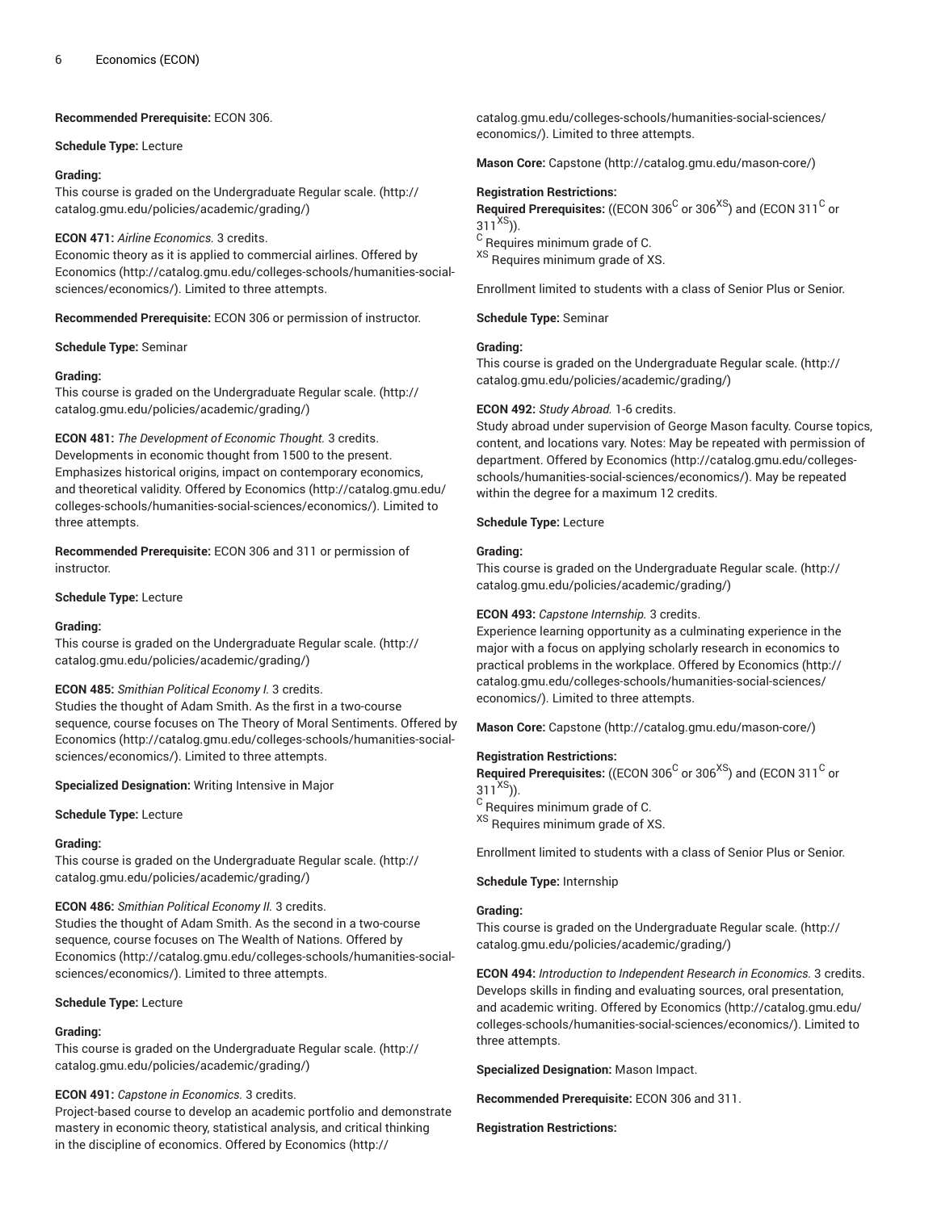**Recommended Prerequisite:** ECON 306.

**Schedule Type:** Lecture

**Grading:**
This course is graded on the Undergraduate Regular scale. (http://catalog.gmu.edu/policies/academic/grading/)

**ECON 471:** *Airline Economics.* 3 credits.
Economic theory as it is applied to commercial airlines. Offered by Economics (http://catalog.gmu.edu/colleges-schools/humanities-social-sciences/economics/). Limited to three attempts.

**Recommended Prerequisite:** ECON 306 or permission of instructor.

**Schedule Type:** Seminar

**Grading:**
This course is graded on the Undergraduate Regular scale. (http://catalog.gmu.edu/policies/academic/grading/)

**ECON 481:** *The Development of Economic Thought.* 3 credits.
Developments in economic thought from 1500 to the present. Emphasizes historical origins, impact on contemporary economics, and theoretical validity. Offered by Economics (http://catalog.gmu.edu/colleges-schools/humanities-social-sciences/economics/). Limited to three attempts.

**Recommended Prerequisite:** ECON 306 and 311 or permission of instructor.

**Schedule Type:** Lecture

**Grading:**
This course is graded on the Undergraduate Regular scale. (http://catalog.gmu.edu/policies/academic/grading/)

**ECON 485:** *Smithian Political Economy I.* 3 credits.
Studies the thought of Adam Smith. As the first in a two-course sequence, course focuses on The Theory of Moral Sentiments. Offered by Economics (http://catalog.gmu.edu/colleges-schools/humanities-social-sciences/economics/). Limited to three attempts.

**Specialized Designation:** Writing Intensive in Major

**Schedule Type:** Lecture

**Grading:**
This course is graded on the Undergraduate Regular scale. (http://catalog.gmu.edu/policies/academic/grading/)

**ECON 486:** *Smithian Political Economy II.* 3 credits.
Studies the thought of Adam Smith. As the second in a two-course sequence, course focuses on The Wealth of Nations. Offered by Economics (http://catalog.gmu.edu/colleges-schools/humanities-social-sciences/economics/). Limited to three attempts.

**Schedule Type:** Lecture

**Grading:**
This course is graded on the Undergraduate Regular scale. (http://catalog.gmu.edu/policies/academic/grading/)

**ECON 491:** *Capstone in Economics.* 3 credits.
Project-based course to develop an academic portfolio and demonstrate mastery in economic theory, statistical analysis, and critical thinking in the discipline of economics. Offered by Economics (http://catalog.gmu.edu/colleges-schools/humanities-social-sciences/economics/). Limited to three attempts.

**Mason Core:** Capstone (http://catalog.gmu.edu/mason-core/)

**Registration Restrictions:**
**Required Prerequisites:** ((ECON 306[C] or 306[XS]) and (ECON 311[C] or 311[XS])).
[C] Requires minimum grade of C.
[XS] Requires minimum grade of XS.

Enrollment limited to students with a class of Senior Plus or Senior.

**Schedule Type:** Seminar

**Grading:**
This course is graded on the Undergraduate Regular scale. (http://catalog.gmu.edu/policies/academic/grading/)

**ECON 492:** *Study Abroad.* 1-6 credits.
Study abroad under supervision of George Mason faculty. Course topics, content, and locations vary. Notes: May be repeated with permission of department. Offered by Economics (http://catalog.gmu.edu/colleges-schools/humanities-social-sciences/economics/). May be repeated within the degree for a maximum 12 credits.

**Schedule Type:** Lecture

**Grading:**
This course is graded on the Undergraduate Regular scale. (http://catalog.gmu.edu/policies/academic/grading/)

**ECON 493:** *Capstone Internship.* 3 credits.
Experience learning opportunity as a culminating experience in the major with a focus on applying scholarly research in economics to practical problems in the workplace. Offered by Economics (http://catalog.gmu.edu/colleges-schools/humanities-social-sciences/economics/). Limited to three attempts.

**Mason Core:** Capstone (http://catalog.gmu.edu/mason-core/)

**Registration Restrictions:**
**Required Prerequisites:** ((ECON 306[C] or 306[XS]) and (ECON 311[C] or 311[XS])).
[C] Requires minimum grade of C.
[XS] Requires minimum grade of XS.

Enrollment limited to students with a class of Senior Plus or Senior.

**Schedule Type:** Internship

**Grading:**
This course is graded on the Undergraduate Regular scale. (http://catalog.gmu.edu/policies/academic/grading/)

**ECON 494:** *Introduction to Independent Research in Economics.* 3 credits.
Develops skills in finding and evaluating sources, oral presentation, and academic writing. Offered by Economics (http://catalog.gmu.edu/colleges-schools/humanities-social-sciences/economics/). Limited to three attempts.

**Specialized Designation:** Mason Impact.

**Recommended Prerequisite:** ECON 306 and 311.

**Registration Restrictions:**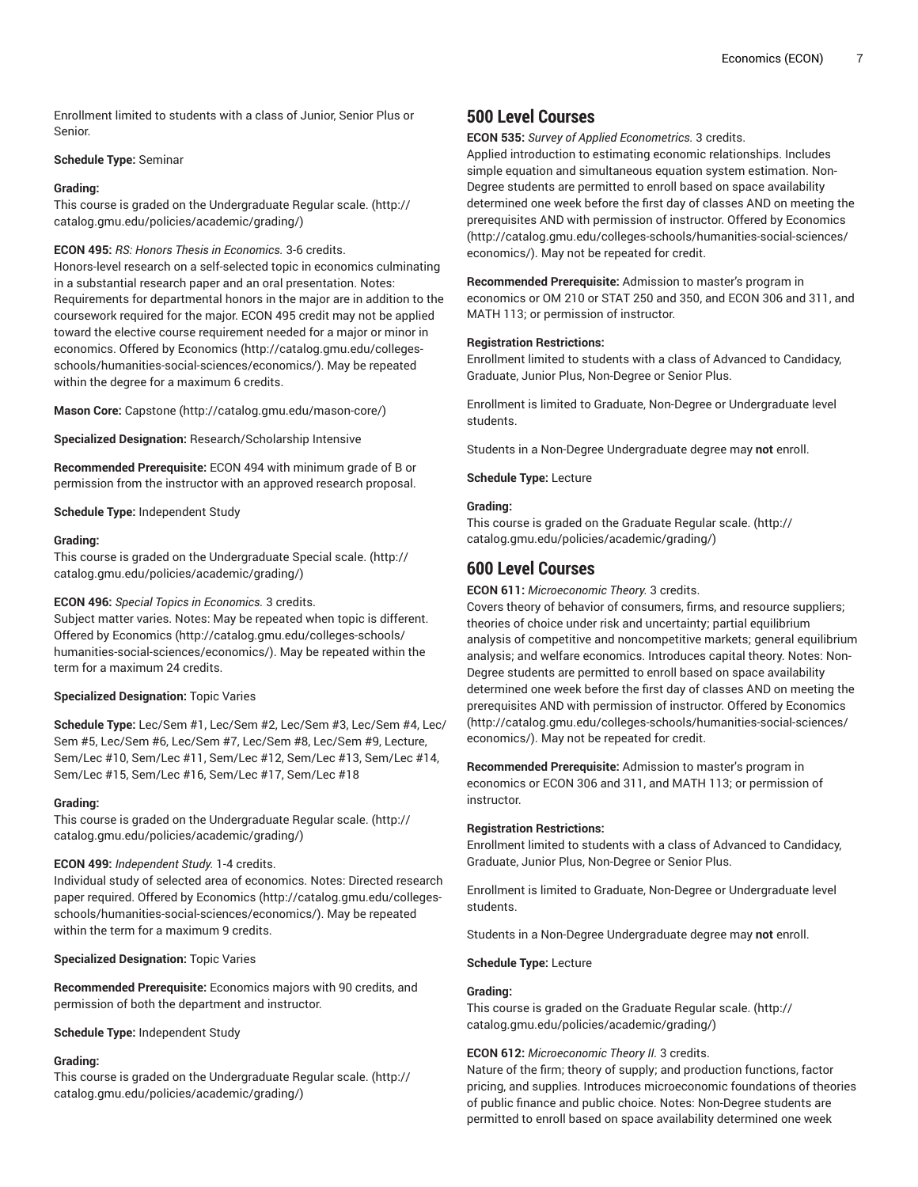Enrollment limited to students with a class of Junior, Senior Plus or Senior.

**Schedule Type:** Seminar

**Grading:**
This course is graded on the Undergraduate Regular scale. (http://catalog.gmu.edu/policies/academic/grading/)

**ECON 495:** *RS: Honors Thesis in Economics.* 3-6 credits.
Honors-level research on a self-selected topic in economics culminating in a substantial research paper and an oral presentation. Notes: Requirements for departmental honors in the major are in addition to the coursework required for the major. ECON 495 credit may not be applied toward the elective course requirement needed for a major or minor in economics. Offered by Economics (http://catalog.gmu.edu/colleges-schools/humanities-social-sciences/economics/). May be repeated within the degree for a maximum 6 credits.

**Mason Core:** Capstone (http://catalog.gmu.edu/mason-core/)

**Specialized Designation:** Research/Scholarship Intensive

**Recommended Prerequisite:** ECON 494 with minimum grade of B or permission from the instructor with an approved research proposal.

**Schedule Type:** Independent Study

**Grading:**
This course is graded on the Undergraduate Special scale. (http://catalog.gmu.edu/policies/academic/grading/)

**ECON 496:** *Special Topics in Economics.* 3 credits.
Subject matter varies. Notes: May be repeated when topic is different. Offered by Economics (http://catalog.gmu.edu/colleges-schools/humanities-social-sciences/economics/). May be repeated within the term for a maximum 24 credits.

**Specialized Designation:** Topic Varies

**Schedule Type:** Lec/Sem #1, Lec/Sem #2, Lec/Sem #3, Lec/Sem #4, Lec/Sem #5, Lec/Sem #6, Lec/Sem #7, Lec/Sem #8, Lec/Sem #9, Lecture, Sem/Lec #10, Sem/Lec #11, Sem/Lec #12, Sem/Lec #13, Sem/Lec #14, Sem/Lec #15, Sem/Lec #16, Sem/Lec #17, Sem/Lec #18

**Grading:**
This course is graded on the Undergraduate Regular scale. (http://catalog.gmu.edu/policies/academic/grading/)

**ECON 499:** *Independent Study.* 1-4 credits.
Individual study of selected area of economics. Notes: Directed research paper required. Offered by Economics (http://catalog.gmu.edu/colleges-schools/humanities-social-sciences/economics/). May be repeated within the term for a maximum 9 credits.

**Specialized Designation:** Topic Varies

**Recommended Prerequisite:** Economics majors with 90 credits, and permission of both the department and instructor.

**Schedule Type:** Independent Study

**Grading:**
This course is graded on the Undergraduate Regular scale. (http://catalog.gmu.edu/policies/academic/grading/)

## 500 Level Courses

**ECON 535:** *Survey of Applied Econometrics.* 3 credits.
Applied introduction to estimating economic relationships. Includes simple equation and simultaneous equation system estimation. Non-Degree students are permitted to enroll based on space availability determined one week before the first day of classes AND on meeting the prerequisites AND with permission of instructor. Offered by Economics (http://catalog.gmu.edu/colleges-schools/humanities-social-sciences/economics/). May not be repeated for credit.

**Recommended Prerequisite:** Admission to master's program in economics or OM 210 or STAT 250 and 350, and ECON 306 and 311, and MATH 113; or permission of instructor.

**Registration Restrictions:**
Enrollment limited to students with a class of Advanced to Candidacy, Graduate, Junior Plus, Non-Degree or Senior Plus.

Enrollment is limited to Graduate, Non-Degree or Undergraduate level students.

Students in a Non-Degree Undergraduate degree may **not** enroll.

**Schedule Type:** Lecture

**Grading:**
This course is graded on the Graduate Regular scale. (http://catalog.gmu.edu/policies/academic/grading/)

## 600 Level Courses

**ECON 611:** *Microeconomic Theory.* 3 credits.
Covers theory of behavior of consumers, firms, and resource suppliers; theories of choice under risk and uncertainty; partial equilibrium analysis of competitive and noncompetitive markets; general equilibrium analysis; and welfare economics. Introduces capital theory. Notes: Non-Degree students are permitted to enroll based on space availability determined one week before the first day of classes AND on meeting the prerequisites AND with permission of instructor. Offered by Economics (http://catalog.gmu.edu/colleges-schools/humanities-social-sciences/economics/). May not be repeated for credit.

**Recommended Prerequisite:** Admission to master's program in economics or ECON 306 and 311, and MATH 113; or permission of instructor.

**Registration Restrictions:**
Enrollment limited to students with a class of Advanced to Candidacy, Graduate, Junior Plus, Non-Degree or Senior Plus.

Enrollment is limited to Graduate, Non-Degree or Undergraduate level students.

Students in a Non-Degree Undergraduate degree may **not** enroll.

**Schedule Type:** Lecture

**Grading:**
This course is graded on the Graduate Regular scale. (http://catalog.gmu.edu/policies/academic/grading/)

**ECON 612:** *Microeconomic Theory II.* 3 credits.
Nature of the firm; theory of supply; and production functions, factor pricing, and supplies. Introduces microeconomic foundations of theories of public finance and public choice. Notes: Non-Degree students are permitted to enroll based on space availability determined one week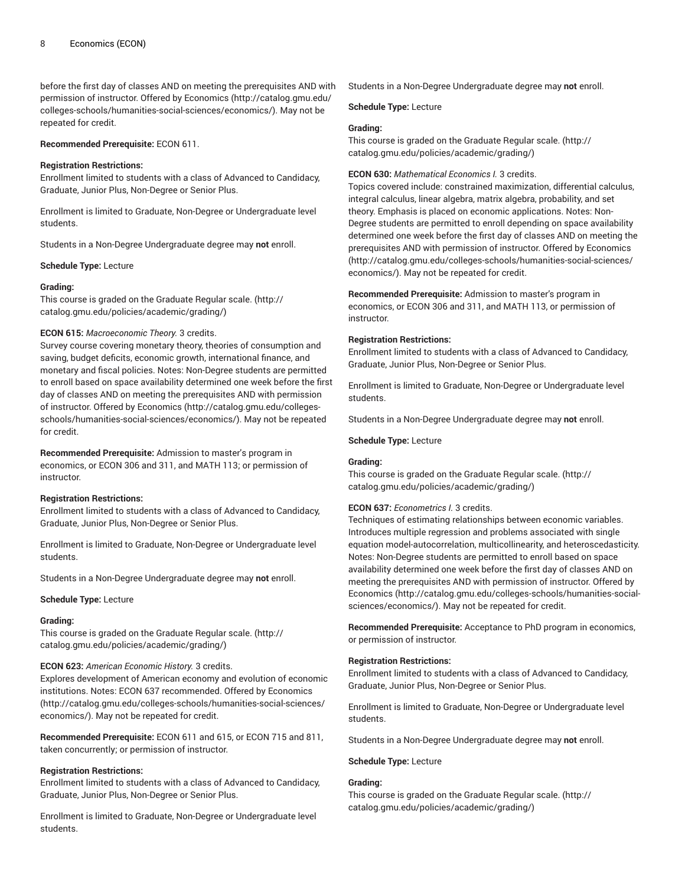before the first day of classes AND on meeting the prerequisites AND with permission of instructor. Offered by Economics (http://catalog.gmu.edu/colleges-schools/humanities-social-sciences/economics/). May not be repeated for credit.

**Recommended Prerequisite:** ECON 611.

**Registration Restrictions:**
Enrollment limited to students with a class of Advanced to Candidacy, Graduate, Junior Plus, Non-Degree or Senior Plus.

Enrollment is limited to Graduate, Non-Degree or Undergraduate level students.

Students in a Non-Degree Undergraduate degree may **not** enroll.

**Schedule Type:** Lecture

**Grading:**
This course is graded on the Graduate Regular scale. (http://catalog.gmu.edu/policies/academic/grading/)

**ECON 615:** *Macroeconomic Theory.* 3 credits.
Survey course covering monetary theory, theories of consumption and saving, budget deficits, economic growth, international finance, and monetary and fiscal policies. Notes: Non-Degree students are permitted to enroll based on space availability determined one week before the first day of classes AND on meeting the prerequisites AND with permission of instructor. Offered by Economics (http://catalog.gmu.edu/colleges-schools/humanities-social-sciences/economics/). May not be repeated for credit.

**Recommended Prerequisite:** Admission to master's program in economics, or ECON 306 and 311, and MATH 113; or permission of instructor.

**Registration Restrictions:**
Enrollment limited to students with a class of Advanced to Candidacy, Graduate, Junior Plus, Non-Degree or Senior Plus.

Enrollment is limited to Graduate, Non-Degree or Undergraduate level students.

Students in a Non-Degree Undergraduate degree may **not** enroll.

**Schedule Type:** Lecture

**Grading:**
This course is graded on the Graduate Regular scale. (http://catalog.gmu.edu/policies/academic/grading/)

**ECON 623:** *American Economic History.* 3 credits.
Explores development of American economy and evolution of economic institutions. Notes: ECON 637 recommended. Offered by Economics (http://catalog.gmu.edu/colleges-schools/humanities-social-sciences/economics/). May not be repeated for credit.

**Recommended Prerequisite:** ECON 611 and 615, or ECON 715 and 811, taken concurrently; or permission of instructor.

**Registration Restrictions:**
Enrollment limited to students with a class of Advanced to Candidacy, Graduate, Junior Plus, Non-Degree or Senior Plus.

Enrollment is limited to Graduate, Non-Degree or Undergraduate level students.

Students in a Non-Degree Undergraduate degree may **not** enroll.

**Schedule Type:** Lecture

**Grading:**
This course is graded on the Graduate Regular scale. (http://catalog.gmu.edu/policies/academic/grading/)

**ECON 630:** *Mathematical Economics I.* 3 credits.
Topics covered include: constrained maximization, differential calculus, integral calculus, linear algebra, matrix algebra, probability, and set theory. Emphasis is placed on economic applications. Notes: Non-Degree students are permitted to enroll depending on space availability determined one week before the first day of classes AND on meeting the prerequisites AND with permission of instructor. Offered by Economics (http://catalog.gmu.edu/colleges-schools/humanities-social-sciences/economics/). May not be repeated for credit.

**Recommended Prerequisite:** Admission to master's program in economics, or ECON 306 and 311, and MATH 113, or permission of instructor.

**Registration Restrictions:**
Enrollment limited to students with a class of Advanced to Candidacy, Graduate, Junior Plus, Non-Degree or Senior Plus.

Enrollment is limited to Graduate, Non-Degree or Undergraduate level students.

Students in a Non-Degree Undergraduate degree may **not** enroll.

**Schedule Type:** Lecture

**Grading:**
This course is graded on the Graduate Regular scale. (http://catalog.gmu.edu/policies/academic/grading/)

**ECON 637:** *Econometrics I.* 3 credits.
Techniques of estimating relationships between economic variables. Introduces multiple regression and problems associated with single equation model-autocorrelation, multicollinearity, and heteroscedasticity. Notes: Non-Degree students are permitted to enroll based on space availability determined one week before the first day of classes AND on meeting the prerequisites AND with permission of instructor. Offered by Economics (http://catalog.gmu.edu/colleges-schools/humanities-social-sciences/economics/). May not be repeated for credit.

**Recommended Prerequisite:** Acceptance to PhD program in economics, or permission of instructor.

**Registration Restrictions:**
Enrollment limited to students with a class of Advanced to Candidacy, Graduate, Junior Plus, Non-Degree or Senior Plus.

Enrollment is limited to Graduate, Non-Degree or Undergraduate level students.

Students in a Non-Degree Undergraduate degree may **not** enroll.

**Schedule Type:** Lecture

**Grading:**
This course is graded on the Graduate Regular scale. (http://catalog.gmu.edu/policies/academic/grading/)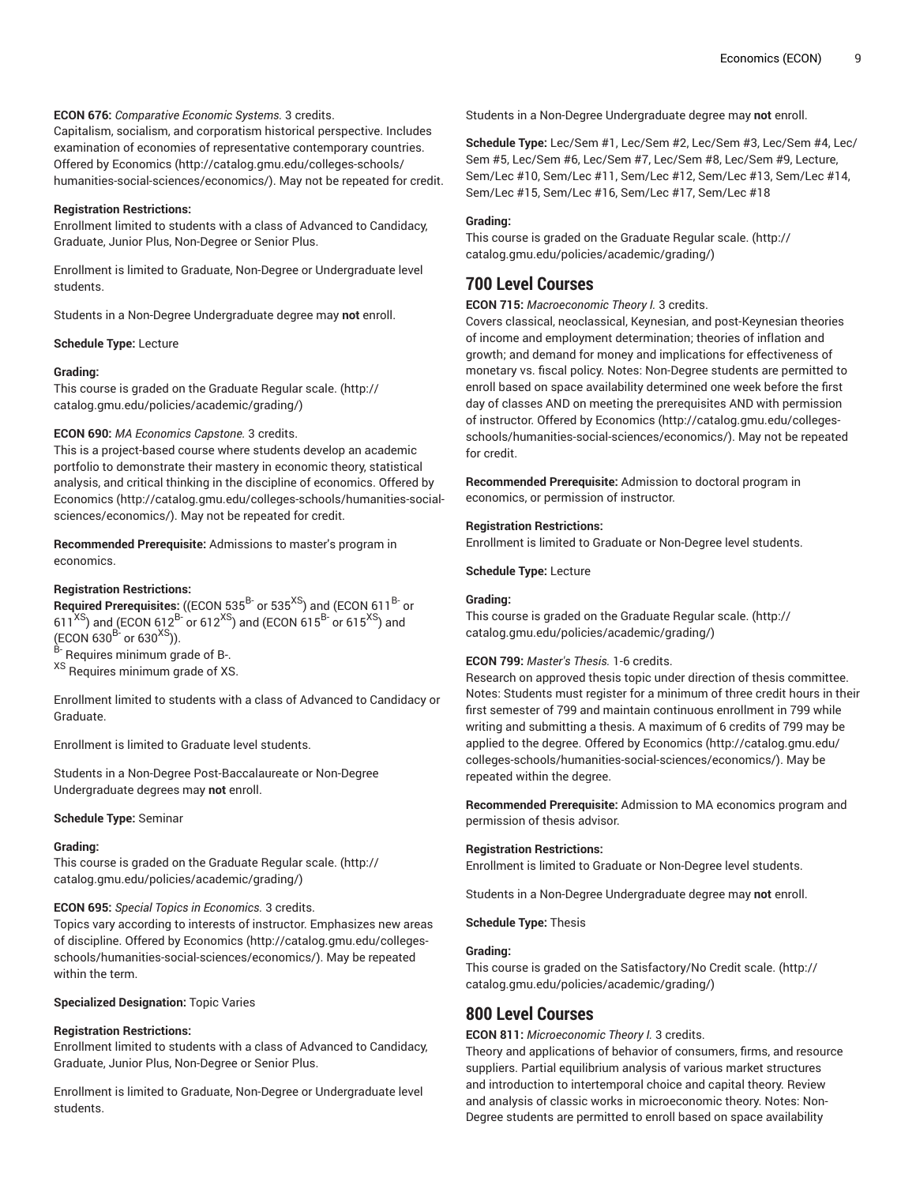**ECON 676:** *Comparative Economic Systems.* 3 credits.
Capitalism, socialism, and corporatism historical perspective. Includes examination of economies of representative contemporary countries. Offered by Economics (http://catalog.gmu.edu/colleges-schools/humanities-social-sciences/economics/). May not be repeated for credit.

**Registration Restrictions:**
Enrollment limited to students with a class of Advanced to Candidacy, Graduate, Junior Plus, Non-Degree or Senior Plus.

Enrollment is limited to Graduate, Non-Degree or Undergraduate level students.

Students in a Non-Degree Undergraduate degree may **not** enroll.

**Schedule Type:** Lecture

**Grading:**
This course is graded on the Graduate Regular scale. (http://catalog.gmu.edu/policies/academic/grading/)

**ECON 690:** *MA Economics Capstone.* 3 credits.
This is a project-based course where students develop an academic portfolio to demonstrate their mastery in economic theory, statistical analysis, and critical thinking in the discipline of economics. Offered by Economics (http://catalog.gmu.edu/colleges-schools/humanities-social-sciences/economics/). May not be repeated for credit.

**Recommended Prerequisite:** Admissions to master's program in economics.

**Registration Restrictions:**
**Required Prerequisites:** ((ECON 535[B-] or 535[XS]) and (ECON 611[B-] or 611[XS]) and (ECON 612[B-] or 612[XS]) and (ECON 615[B-] or 615[XS]) and (ECON 630[B-] or 630[XS])).
[B-] Requires minimum grade of B-.
[XS] Requires minimum grade of XS.

Enrollment limited to students with a class of Advanced to Candidacy or Graduate.

Enrollment is limited to Graduate level students.

Students in a Non-Degree Post-Baccalaureate or Non-Degree Undergraduate degrees may **not** enroll.

**Schedule Type:** Seminar

**Grading:**
This course is graded on the Graduate Regular scale. (http://catalog.gmu.edu/policies/academic/grading/)

**ECON 695:** *Special Topics in Economics.* 3 credits.
Topics vary according to interests of instructor. Emphasizes new areas of discipline. Offered by Economics (http://catalog.gmu.edu/colleges-schools/humanities-social-sciences/economics/). May be repeated within the term.

**Specialized Designation:** Topic Varies

**Registration Restrictions:**
Enrollment limited to students with a class of Advanced to Candidacy, Graduate, Junior Plus, Non-Degree or Senior Plus.

Enrollment is limited to Graduate, Non-Degree or Undergraduate level students.

Students in a Non-Degree Undergraduate degree may **not** enroll.

**Schedule Type:** Lec/Sem #1, Lec/Sem #2, Lec/Sem #3, Lec/Sem #4, Lec/Sem #5, Lec/Sem #6, Lec/Sem #7, Lec/Sem #8, Lec/Sem #9, Lecture, Sem/Lec #10, Sem/Lec #11, Sem/Lec #12, Sem/Lec #13, Sem/Lec #14, Sem/Lec #15, Sem/Lec #16, Sem/Lec #17, Sem/Lec #18

**Grading:**
This course is graded on the Graduate Regular scale. (http://catalog.gmu.edu/policies/academic/grading/)

## 700 Level Courses

**ECON 715:** *Macroeconomic Theory I.* 3 credits.
Covers classical, neoclassical, Keynesian, and post-Keynesian theories of income and employment determination; theories of inflation and growth; and demand for money and implications for effectiveness of monetary vs. fiscal policy. Notes: Non-Degree students are permitted to enroll based on space availability determined one week before the first day of classes AND on meeting the prerequisites AND with permission of instructor. Offered by Economics (http://catalog.gmu.edu/colleges-schools/humanities-social-sciences/economics/). May not be repeated for credit.

**Recommended Prerequisite:** Admission to doctoral program in economics, or permission of instructor.

**Registration Restrictions:**
Enrollment is limited to Graduate or Non-Degree level students.

**Schedule Type:** Lecture

**Grading:**
This course is graded on the Graduate Regular scale. (http://catalog.gmu.edu/policies/academic/grading/)

**ECON 799:** *Master's Thesis.* 1-6 credits.
Research on approved thesis topic under direction of thesis committee. Notes: Students must register for a minimum of three credit hours in their first semester of 799 and maintain continuous enrollment in 799 while writing and submitting a thesis. A maximum of 6 credits of 799 may be applied to the degree. Offered by Economics (http://catalog.gmu.edu/colleges-schools/humanities-social-sciences/economics/). May be repeated within the degree.

**Recommended Prerequisite:** Admission to MA economics program and permission of thesis advisor.

**Registration Restrictions:**
Enrollment is limited to Graduate or Non-Degree level students.

Students in a Non-Degree Undergraduate degree may **not** enroll.

**Schedule Type:** Thesis

**Grading:**
This course is graded on the Satisfactory/No Credit scale. (http://catalog.gmu.edu/policies/academic/grading/)

## 800 Level Courses

**ECON 811:** *Microeconomic Theory I.* 3 credits.
Theory and applications of behavior of consumers, firms, and resource suppliers. Partial equilibrium analysis of various market structures and introduction to intertemporal choice and capital theory. Review and analysis of classic works in microeconomic theory. Notes: Non-Degree students are permitted to enroll based on space availability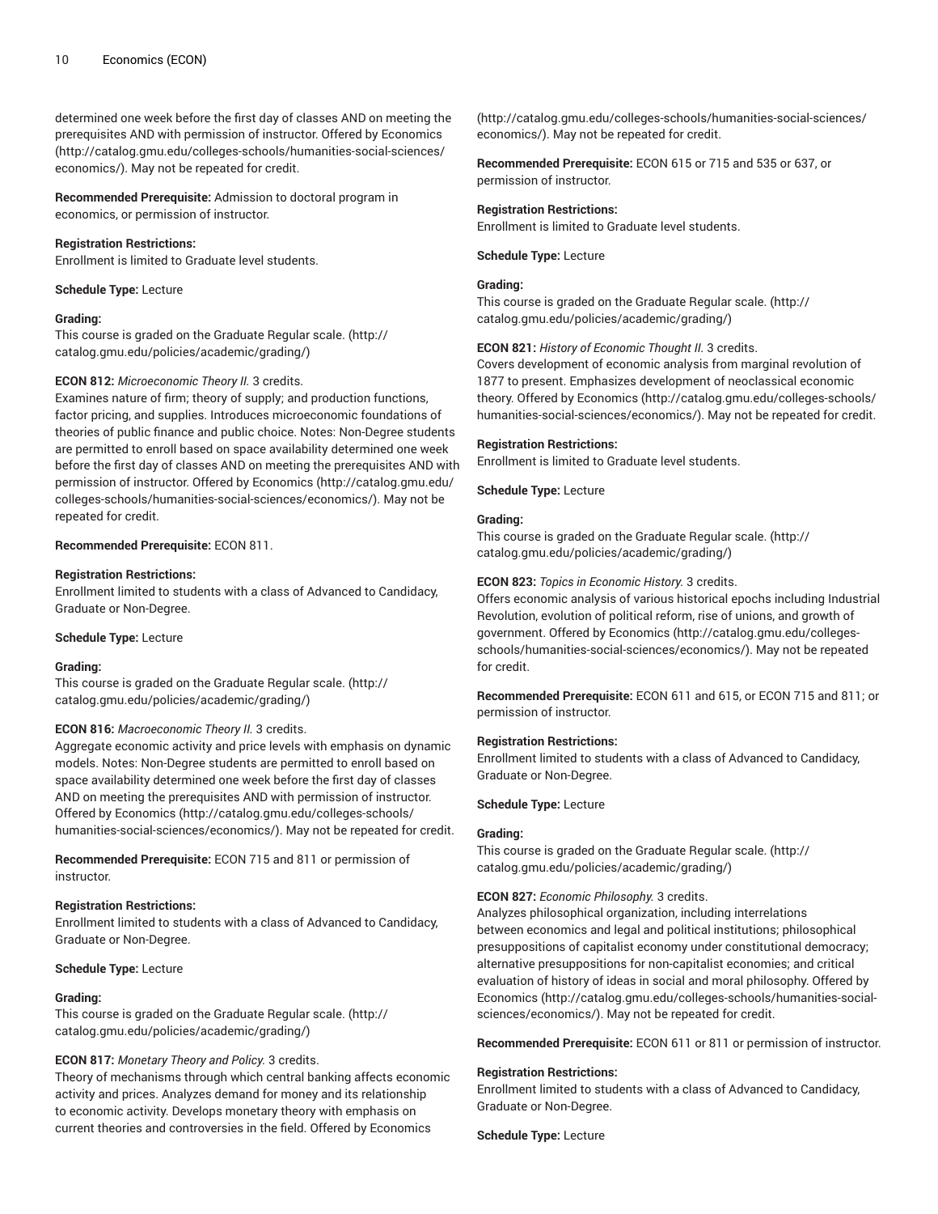determined one week before the first day of classes AND on meeting the prerequisites AND with permission of instructor. Offered by Economics (http://catalog.gmu.edu/colleges-schools/humanities-social-sciences/economics/). May not be repeated for credit.

**Recommended Prerequisite:** Admission to doctoral program in economics, or permission of instructor.

**Registration Restrictions:**
Enrollment is limited to Graduate level students.

**Schedule Type:** Lecture

**Grading:**
This course is graded on the Graduate Regular scale. (http://catalog.gmu.edu/policies/academic/grading/)

**ECON 812:** *Microeconomic Theory II.* 3 credits.
Examines nature of firm; theory of supply; and production functions, factor pricing, and supplies. Introduces microeconomic foundations of theories of public finance and public choice. Notes: Non-Degree students are permitted to enroll based on space availability determined one week before the first day of classes AND on meeting the prerequisites AND with permission of instructor. Offered by Economics (http://catalog.gmu.edu/colleges-schools/humanities-social-sciences/economics/). May not be repeated for credit.

**Recommended Prerequisite:** ECON 811.

**Registration Restrictions:**
Enrollment limited to students with a class of Advanced to Candidacy, Graduate or Non-Degree.

**Schedule Type:** Lecture

**Grading:**
This course is graded on the Graduate Regular scale. (http://catalog.gmu.edu/policies/academic/grading/)

**ECON 816:** *Macroeconomic Theory II.* 3 credits.
Aggregate economic activity and price levels with emphasis on dynamic models. Notes: Non-Degree students are permitted to enroll based on space availability determined one week before the first day of classes AND on meeting the prerequisites AND with permission of instructor. Offered by Economics (http://catalog.gmu.edu/colleges-schools/humanities-social-sciences/economics/). May not be repeated for credit.

**Recommended Prerequisite:** ECON 715 and 811 or permission of instructor.

**Registration Restrictions:**
Enrollment limited to students with a class of Advanced to Candidacy, Graduate or Non-Degree.

**Schedule Type:** Lecture

**Grading:**
This course is graded on the Graduate Regular scale. (http://catalog.gmu.edu/policies/academic/grading/)

**ECON 817:** *Monetary Theory and Policy.* 3 credits.
Theory of mechanisms through which central banking affects economic activity and prices. Analyzes demand for money and its relationship to economic activity. Develops monetary theory with emphasis on current theories and controversies in the field. Offered by Economics (http://catalog.gmu.edu/colleges-schools/humanities-social-sciences/economics/). May not be repeated for credit.

**Recommended Prerequisite:** ECON 615 or 715 and 535 or 637, or permission of instructor.

**Registration Restrictions:**
Enrollment is limited to Graduate level students.

**Schedule Type:** Lecture

**Grading:**
This course is graded on the Graduate Regular scale. (http://catalog.gmu.edu/policies/academic/grading/)

**ECON 821:** *History of Economic Thought II.* 3 credits.
Covers development of economic analysis from marginal revolution of 1877 to present. Emphasizes development of neoclassical economic theory. Offered by Economics (http://catalog.gmu.edu/colleges-schools/humanities-social-sciences/economics/). May not be repeated for credit.

**Registration Restrictions:**
Enrollment is limited to Graduate level students.

**Schedule Type:** Lecture

**Grading:**
This course is graded on the Graduate Regular scale. (http://catalog.gmu.edu/policies/academic/grading/)

**ECON 823:** *Topics in Economic History.* 3 credits.
Offers economic analysis of various historical epochs including Industrial Revolution, evolution of political reform, rise of unions, and growth of government. Offered by Economics (http://catalog.gmu.edu/colleges-schools/humanities-social-sciences/economics/). May not be repeated for credit.

**Recommended Prerequisite:** ECON 611 and 615, or ECON 715 and 811; or permission of instructor.

**Registration Restrictions:**
Enrollment limited to students with a class of Advanced to Candidacy, Graduate or Non-Degree.

**Schedule Type:** Lecture

**Grading:**
This course is graded on the Graduate Regular scale. (http://catalog.gmu.edu/policies/academic/grading/)

**ECON 827:** *Economic Philosophy.* 3 credits.
Analyzes philosophical organization, including interrelations between economics and legal and political institutions; philosophical presuppositions of capitalist economy under constitutional democracy; alternative presuppositions for non-capitalist economies; and critical evaluation of history of ideas in social and moral philosophy. Offered by Economics (http://catalog.gmu.edu/colleges-schools/humanities-social-sciences/economics/). May not be repeated for credit.

**Recommended Prerequisite:** ECON 611 or 811 or permission of instructor.

**Registration Restrictions:**
Enrollment limited to students with a class of Advanced to Candidacy, Graduate or Non-Degree.

**Schedule Type:** Lecture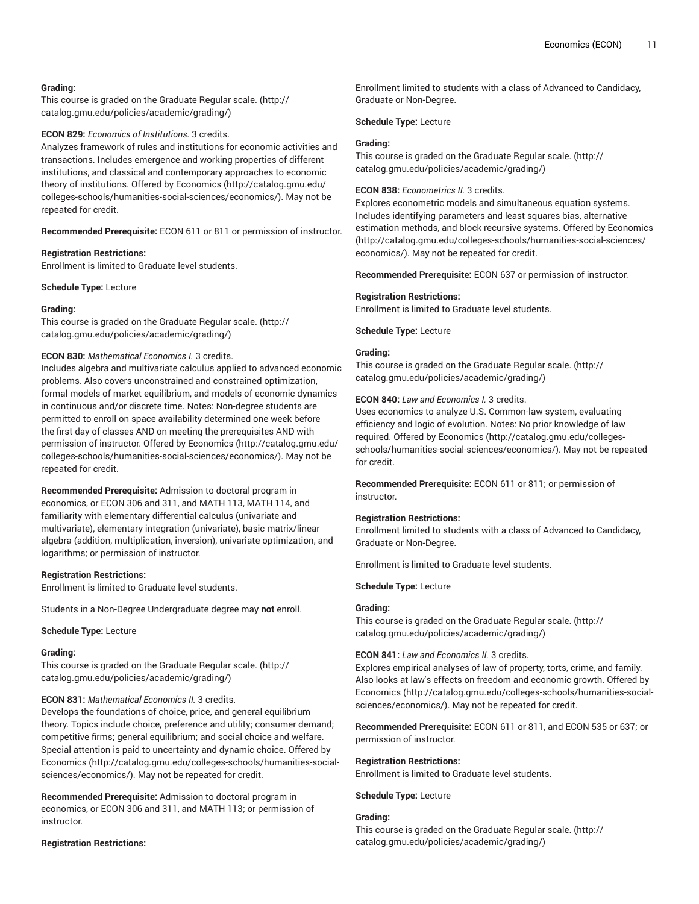**Grading:**
This course is graded on the Graduate Regular scale. (http://catalog.gmu.edu/policies/academic/grading/)

**ECON 829:** *Economics of Institutions.* 3 credits.
Analyzes framework of rules and institutions for economic activities and transactions. Includes emergence and working properties of different institutions, and classical and contemporary approaches to economic theory of institutions. Offered by Economics (http://catalog.gmu.edu/colleges-schools/humanities-social-sciences/economics/). May not be repeated for credit.

**Recommended Prerequisite:** ECON 611 or 811 or permission of instructor.

**Registration Restrictions:**
Enrollment is limited to Graduate level students.

**Schedule Type:** Lecture

**Grading:**
This course is graded on the Graduate Regular scale. (http://catalog.gmu.edu/policies/academic/grading/)

**ECON 830:** *Mathematical Economics I.* 3 credits.
Includes algebra and multivariate calculus applied to advanced economic problems. Also covers unconstrained and constrained optimization, formal models of market equilibrium, and models of economic dynamics in continuous and/or discrete time. Notes: Non-degree students are permitted to enroll on space availability determined one week before the first day of classes AND on meeting the prerequisites AND with permission of instructor. Offered by Economics (http://catalog.gmu.edu/colleges-schools/humanities-social-sciences/economics/). May not be repeated for credit.

**Recommended Prerequisite:** Admission to doctoral program in economics, or ECON 306 and 311, and MATH 113, MATH 114, and familiarity with elementary differential calculus (univariate and multivariate), elementary integration (univariate), basic matrix/linear algebra (addition, multiplication, inversion), univariate optimization, and logarithms; or permission of instructor.

**Registration Restrictions:**
Enrollment is limited to Graduate level students.

Students in a Non-Degree Undergraduate degree may **not** enroll.

**Schedule Type:** Lecture

**Grading:**
This course is graded on the Graduate Regular scale. (http://catalog.gmu.edu/policies/academic/grading/)

**ECON 831:** *Mathematical Economics II.* 3 credits.
Develops the foundations of choice, price, and general equilibrium theory. Topics include choice, preference and utility; consumer demand; competitive firms; general equilibrium; and social choice and welfare. Special attention is paid to uncertainty and dynamic choice. Offered by Economics (http://catalog.gmu.edu/colleges-schools/humanities-social-sciences/economics/). May not be repeated for credit.

**Recommended Prerequisite:** Admission to doctoral program in economics, or ECON 306 and 311, and MATH 113; or permission of instructor.

**Registration Restrictions:**
Enrollment limited to students with a class of Advanced to Candidacy, Graduate or Non-Degree.

**Schedule Type:** Lecture

**Grading:**
This course is graded on the Graduate Regular scale. (http://catalog.gmu.edu/policies/academic/grading/)

**ECON 838:** *Econometrics II.* 3 credits.
Explores econometric models and simultaneous equation systems. Includes identifying parameters and least squares bias, alternative estimation methods, and block recursive systems. Offered by Economics (http://catalog.gmu.edu/colleges-schools/humanities-social-sciences/economics/). May not be repeated for credit.

**Recommended Prerequisite:** ECON 637 or permission of instructor.

**Registration Restrictions:**
Enrollment is limited to Graduate level students.

**Schedule Type:** Lecture

**Grading:**
This course is graded on the Graduate Regular scale. (http://catalog.gmu.edu/policies/academic/grading/)

**ECON 840:** *Law and Economics I.* 3 credits.
Uses economics to analyze U.S. Common-law system, evaluating efficiency and logic of evolution. Notes: No prior knowledge of law required. Offered by Economics (http://catalog.gmu.edu/colleges-schools/humanities-social-sciences/economics/). May not be repeated for credit.

**Recommended Prerequisite:** ECON 611 or 811; or permission of instructor.

**Registration Restrictions:**
Enrollment limited to students with a class of Advanced to Candidacy, Graduate or Non-Degree.

Enrollment is limited to Graduate level students.

**Schedule Type:** Lecture

**Grading:**
This course is graded on the Graduate Regular scale. (http://catalog.gmu.edu/policies/academic/grading/)

**ECON 841:** *Law and Economics II.* 3 credits.
Explores empirical analyses of law of property, torts, crime, and family. Also looks at law's effects on freedom and economic growth. Offered by Economics (http://catalog.gmu.edu/colleges-schools/humanities-social-sciences/economics/). May not be repeated for credit.

**Recommended Prerequisite:** ECON 611 or 811, and ECON 535 or 637; or permission of instructor.

**Registration Restrictions:**
Enrollment is limited to Graduate level students.

**Schedule Type:** Lecture

**Grading:**
This course is graded on the Graduate Regular scale. (http://catalog.gmu.edu/policies/academic/grading/)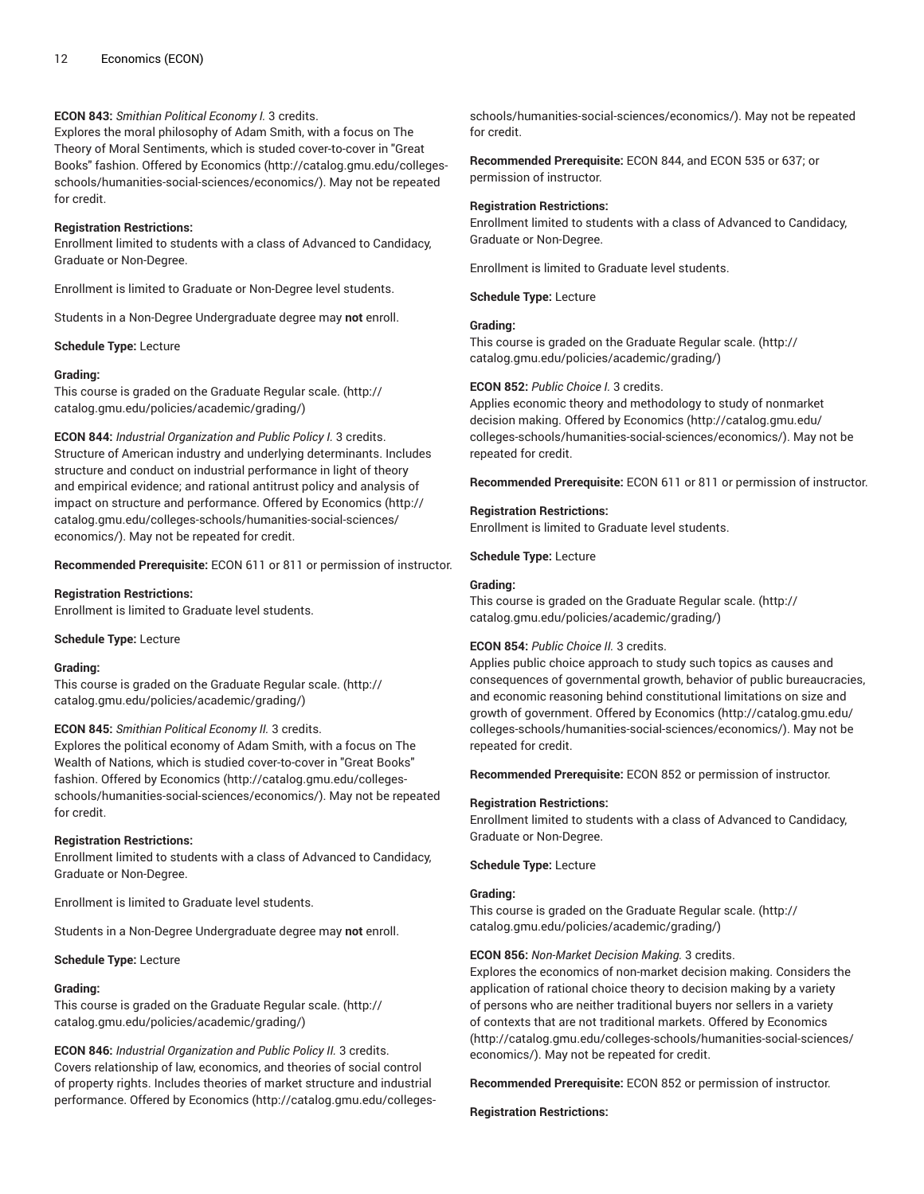**ECON 843:** *Smithian Political Economy I.* 3 credits.
Explores the moral philosophy of Adam Smith, with a focus on The Theory of Moral Sentiments, which is studed cover-to-cover in "Great Books" fashion. Offered by Economics (http://catalog.gmu.edu/colleges-schools/humanities-social-sciences/economics/). May not be repeated for credit.

**Registration Restrictions:**
Enrollment limited to students with a class of Advanced to Candidacy, Graduate or Non-Degree.

Enrollment is limited to Graduate or Non-Degree level students.

Students in a Non-Degree Undergraduate degree may **not** enroll.

**Schedule Type:** Lecture

**Grading:**
This course is graded on the Graduate Regular scale. (http://catalog.gmu.edu/policies/academic/grading/)

**ECON 844:** *Industrial Organization and Public Policy I.* 3 credits.
Structure of American industry and underlying determinants. Includes structure and conduct on industrial performance in light of theory and empirical evidence; and rational antitrust policy and analysis of impact on structure and performance. Offered by Economics (http://catalog.gmu.edu/colleges-schools/humanities-social-sciences/economics/). May not be repeated for credit.

**Recommended Prerequisite:** ECON 611 or 811 or permission of instructor.

**Registration Restrictions:**
Enrollment is limited to Graduate level students.

**Schedule Type:** Lecture

**Grading:**
This course is graded on the Graduate Regular scale. (http://catalog.gmu.edu/policies/academic/grading/)

**ECON 845:** *Smithian Political Economy II.* 3 credits.
Explores the political economy of Adam Smith, with a focus on The Wealth of Nations, which is studied cover-to-cover in "Great Books" fashion. Offered by Economics (http://catalog.gmu.edu/colleges-schools/humanities-social-sciences/economics/). May not be repeated for credit.

**Registration Restrictions:**
Enrollment limited to students with a class of Advanced to Candidacy, Graduate or Non-Degree.

Enrollment is limited to Graduate level students.

Students in a Non-Degree Undergraduate degree may **not** enroll.

**Schedule Type:** Lecture

**Grading:**
This course is graded on the Graduate Regular scale. (http://catalog.gmu.edu/policies/academic/grading/)

**ECON 846:** *Industrial Organization and Public Policy II.* 3 credits.
Covers relationship of law, economics, and theories of social control of property rights. Includes theories of market structure and industrial performance. Offered by Economics (http://catalog.gmu.edu/colleges-schools/humanities-social-sciences/economics/). May not be repeated for credit.

**Recommended Prerequisite:** ECON 844, and ECON 535 or 637; or permission of instructor.

**Registration Restrictions:**
Enrollment limited to students with a class of Advanced to Candidacy, Graduate or Non-Degree.

Enrollment is limited to Graduate level students.

**Schedule Type:** Lecture

**Grading:**
This course is graded on the Graduate Regular scale. (http://catalog.gmu.edu/policies/academic/grading/)

**ECON 852:** *Public Choice I.* 3 credits.
Applies economic theory and methodology to study of nonmarket decision making. Offered by Economics (http://catalog.gmu.edu/colleges-schools/humanities-social-sciences/economics/). May not be repeated for credit.

**Recommended Prerequisite:** ECON 611 or 811 or permission of instructor.

**Registration Restrictions:**
Enrollment is limited to Graduate level students.

**Schedule Type:** Lecture

**Grading:**
This course is graded on the Graduate Regular scale. (http://catalog.gmu.edu/policies/academic/grading/)

**ECON 854:** *Public Choice II.* 3 credits.
Applies public choice approach to study such topics as causes and consequences of governmental growth, behavior of public bureaucracies, and economic reasoning behind constitutional limitations on size and growth of government. Offered by Economics (http://catalog.gmu.edu/colleges-schools/humanities-social-sciences/economics/). May not be repeated for credit.

**Recommended Prerequisite:** ECON 852 or permission of instructor.

**Registration Restrictions:**
Enrollment limited to students with a class of Advanced to Candidacy, Graduate or Non-Degree.

**Schedule Type:** Lecture

**Grading:**
This course is graded on the Graduate Regular scale. (http://catalog.gmu.edu/policies/academic/grading/)

**ECON 856:** *Non-Market Decision Making.* 3 credits.
Explores the economics of non-market decision making. Considers the application of rational choice theory to decision making by a variety of persons who are neither traditional buyers nor sellers in a variety of contexts that are not traditional markets. Offered by Economics (http://catalog.gmu.edu/colleges-schools/humanities-social-sciences/economics/). May not be repeated for credit.

**Recommended Prerequisite:** ECON 852 or permission of instructor.

**Registration Restrictions:**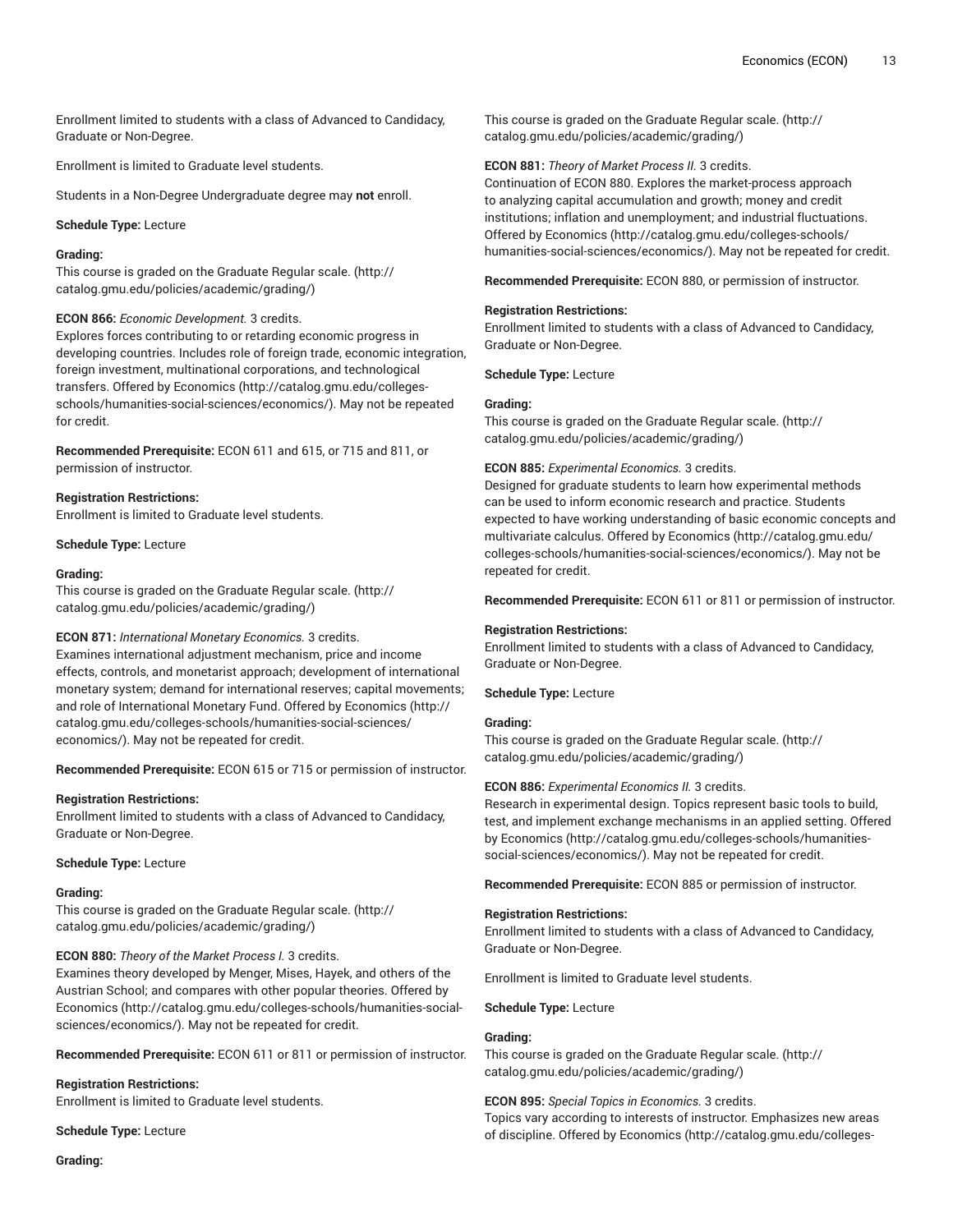Enrollment limited to students with a class of Advanced to Candidacy, Graduate or Non-Degree.

Enrollment is limited to Graduate level students.

Students in a Non-Degree Undergraduate degree may **not** enroll.

**Schedule Type:** Lecture

**Grading:**
This course is graded on the Graduate Regular scale. (http://catalog.gmu.edu/policies/academic/grading/)

**ECON 866:** *Economic Development.* 3 credits.
Explores forces contributing to or retarding economic progress in developing countries. Includes role of foreign trade, economic integration, foreign investment, multinational corporations, and technological transfers. Offered by Economics (http://catalog.gmu.edu/colleges-schools/humanities-social-sciences/economics/). May not be repeated for credit.

**Recommended Prerequisite:** ECON 611 and 615, or 715 and 811, or permission of instructor.

**Registration Restrictions:**
Enrollment is limited to Graduate level students.

**Schedule Type:** Lecture

**Grading:**
This course is graded on the Graduate Regular scale. (http://catalog.gmu.edu/policies/academic/grading/)

**ECON 871:** *International Monetary Economics.* 3 credits.
Examines international adjustment mechanism, price and income effects, controls, and monetarist approach; development of international monetary system; demand for international reserves; capital movements; and role of International Monetary Fund. Offered by Economics (http://catalog.gmu.edu/colleges-schools/humanities-social-sciences/economics/). May not be repeated for credit.

**Recommended Prerequisite:** ECON 615 or 715 or permission of instructor.

**Registration Restrictions:**
Enrollment limited to students with a class of Advanced to Candidacy, Graduate or Non-Degree.

**Schedule Type:** Lecture

**Grading:**
This course is graded on the Graduate Regular scale. (http://catalog.gmu.edu/policies/academic/grading/)

**ECON 880:** *Theory of the Market Process I.* 3 credits.
Examines theory developed by Menger, Mises, Hayek, and others of the Austrian School; and compares with other popular theories. Offered by Economics (http://catalog.gmu.edu/colleges-schools/humanities-social-sciences/economics/). May not be repeated for credit.

**Recommended Prerequisite:** ECON 611 or 811 or permission of instructor.

**Registration Restrictions:**
Enrollment is limited to Graduate level students.

**Schedule Type:** Lecture

**Grading:**
This course is graded on the Graduate Regular scale. (http://catalog.gmu.edu/policies/academic/grading/)

**ECON 881:** *Theory of Market Process II.* 3 credits.
Continuation of ECON 880. Explores the market-process approach to analyzing capital accumulation and growth; money and credit institutions; inflation and unemployment; and industrial fluctuations. Offered by Economics (http://catalog.gmu.edu/colleges-schools/humanities-social-sciences/economics/). May not be repeated for credit.

**Recommended Prerequisite:** ECON 880, or permission of instructor.

**Registration Restrictions:**
Enrollment limited to students with a class of Advanced to Candidacy, Graduate or Non-Degree.

**Schedule Type:** Lecture

**Grading:**
This course is graded on the Graduate Regular scale. (http://catalog.gmu.edu/policies/academic/grading/)

**ECON 885:** *Experimental Economics.* 3 credits.
Designed for graduate students to learn how experimental methods can be used to inform economic research and practice. Students expected to have working understanding of basic economic concepts and multivariate calculus. Offered by Economics (http://catalog.gmu.edu/colleges-schools/humanities-social-sciences/economics/). May not be repeated for credit.

**Recommended Prerequisite:** ECON 611 or 811 or permission of instructor.

**Registration Restrictions:**
Enrollment limited to students with a class of Advanced to Candidacy, Graduate or Non-Degree.

**Schedule Type:** Lecture

**Grading:**
This course is graded on the Graduate Regular scale. (http://catalog.gmu.edu/policies/academic/grading/)

**ECON 886:** *Experimental Economics II.* 3 credits.
Research in experimental design. Topics represent basic tools to build, test, and implement exchange mechanisms in an applied setting. Offered by Economics (http://catalog.gmu.edu/colleges-schools/humanities-social-sciences/economics/). May not be repeated for credit.

**Recommended Prerequisite:** ECON 885 or permission of instructor.

**Registration Restrictions:**
Enrollment limited to students with a class of Advanced to Candidacy, Graduate or Non-Degree.

Enrollment is limited to Graduate level students.

**Schedule Type:** Lecture

**Grading:**
This course is graded on the Graduate Regular scale. (http://catalog.gmu.edu/policies/academic/grading/)

**ECON 895:** *Special Topics in Economics.* 3 credits.
Topics vary according to interests of instructor. Emphasizes new areas of discipline. Offered by Economics (http://catalog.gmu.edu/colleges-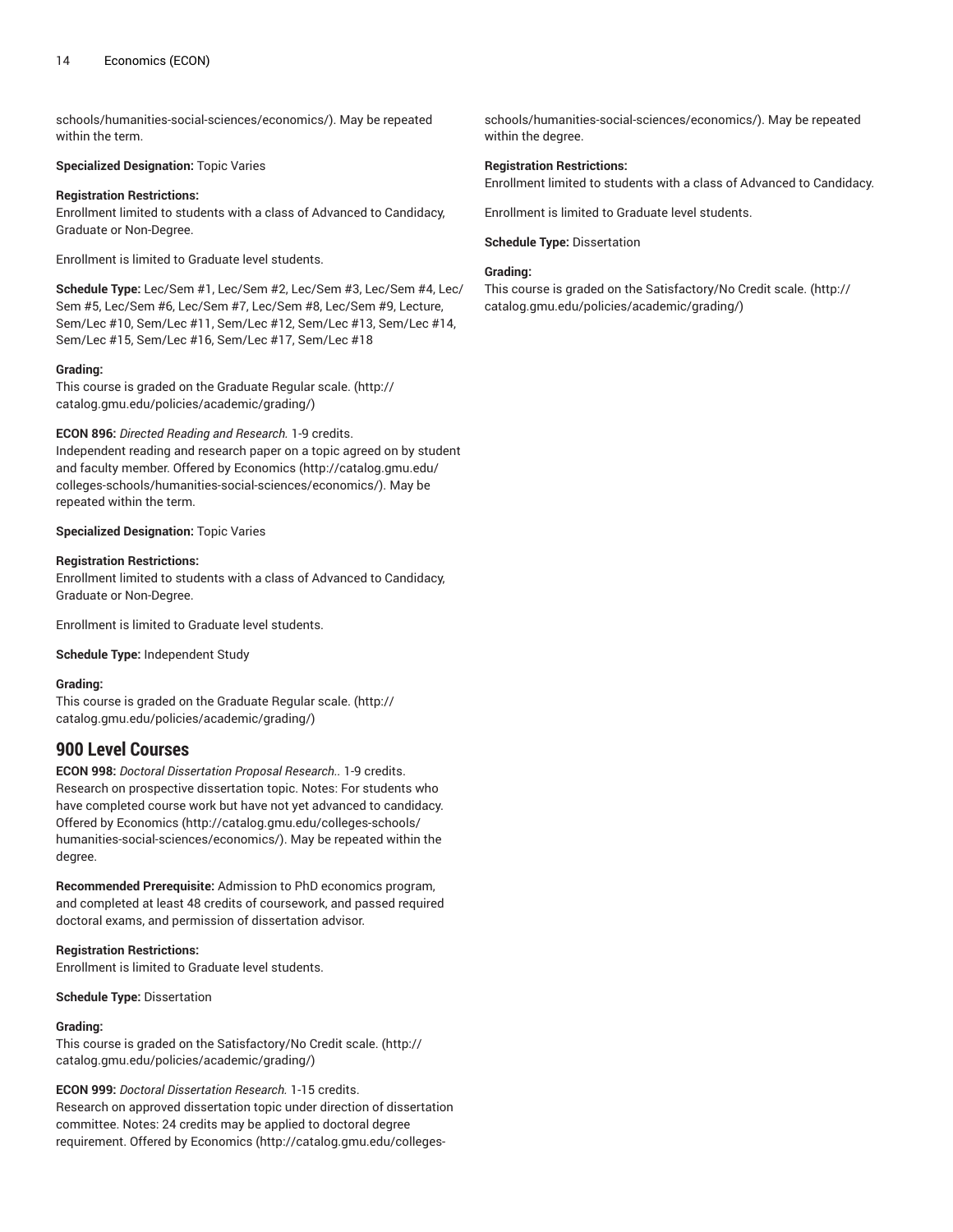schools/humanities-social-sciences/economics/). May be repeated within the term.

**Specialized Designation:** Topic Varies

**Registration Restrictions:**
Enrollment limited to students with a class of Advanced to Candidacy, Graduate or Non-Degree.

Enrollment is limited to Graduate level students.

**Schedule Type:** Lec/Sem #1, Lec/Sem #2, Lec/Sem #3, Lec/Sem #4, Lec/Sem #5, Lec/Sem #6, Lec/Sem #7, Lec/Sem #8, Lec/Sem #9, Lecture, Sem/Lec #10, Sem/Lec #11, Sem/Lec #12, Sem/Lec #13, Sem/Lec #14, Sem/Lec #15, Sem/Lec #16, Sem/Lec #17, Sem/Lec #18

**Grading:**
This course is graded on the Graduate Regular scale. (http://catalog.gmu.edu/policies/academic/grading/)

**ECON 896:** *Directed Reading and Research.* 1-9 credits.
Independent reading and research paper on a topic agreed on by student and faculty member. Offered by Economics (http://catalog.gmu.edu/colleges-schools/humanities-social-sciences/economics/). May be repeated within the term.

**Specialized Designation:** Topic Varies

**Registration Restrictions:**
Enrollment limited to students with a class of Advanced to Candidacy, Graduate or Non-Degree.

Enrollment is limited to Graduate level students.

**Schedule Type:** Independent Study

**Grading:**
This course is graded on the Graduate Regular scale. (http://catalog.gmu.edu/policies/academic/grading/)

## 900 Level Courses

**ECON 998:** *Doctoral Dissertation Proposal Research..* 1-9 credits.
Research on prospective dissertation topic. Notes: For students who have completed course work but have not yet advanced to candidacy. Offered by Economics (http://catalog.gmu.edu/colleges-schools/humanities-social-sciences/economics/). May be repeated within the degree.

**Recommended Prerequisite:** Admission to PhD economics program, and completed at least 48 credits of coursework, and passed required doctoral exams, and permission of dissertation advisor.

**Registration Restrictions:**
Enrollment is limited to Graduate level students.

**Schedule Type:** Dissertation

**Grading:**
This course is graded on the Satisfactory/No Credit scale. (http://catalog.gmu.edu/policies/academic/grading/)

**ECON 999:** *Doctoral Dissertation Research.* 1-15 credits.
Research on approved dissertation topic under direction of dissertation committee. Notes: 24 credits may be applied to doctoral degree requirement. Offered by Economics (http://catalog.gmu.edu/colleges-schools/humanities-social-sciences/economics/). May be repeated within the degree.

**Registration Restrictions:**
Enrollment limited to students with a class of Advanced to Candidacy.

Enrollment is limited to Graduate level students.

**Schedule Type:** Dissertation

**Grading:**
This course is graded on the Satisfactory/No Credit scale. (http://catalog.gmu.edu/policies/academic/grading/)